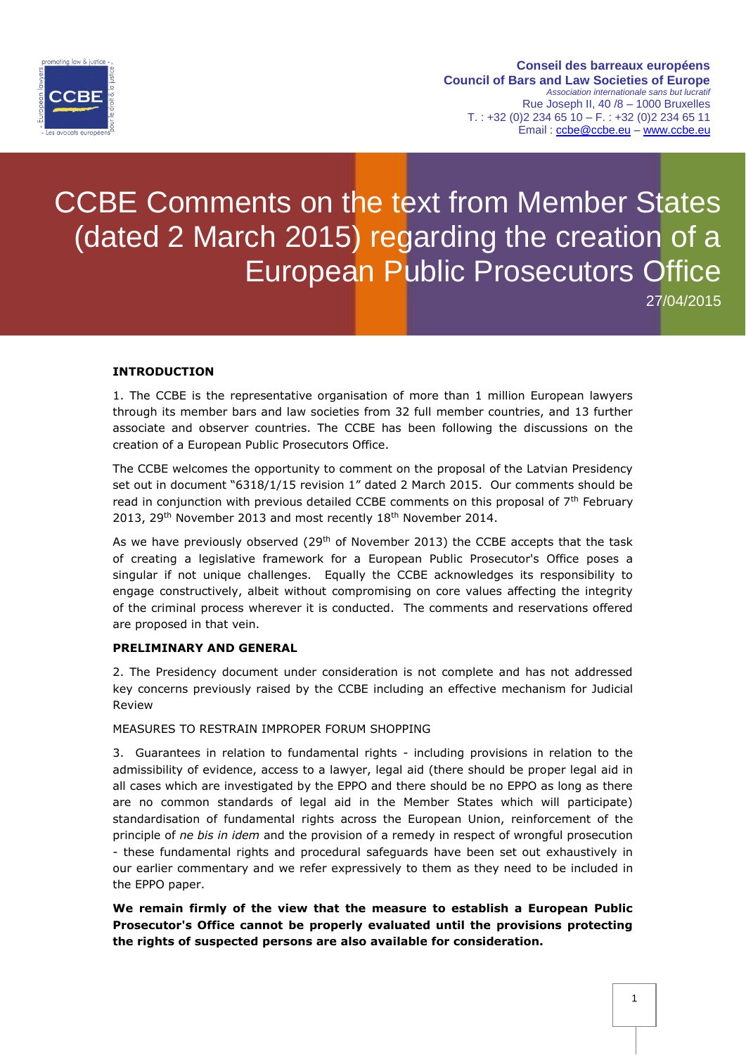Conseil des barreaux européens
Council of Bars and Law Societies of Europe
*Association internationale sans but lucratif*
Rue Joseph II, 40 /8 – 1000 Bruxelles
T. : +32 (0)2 234 65 10 – F. : +32 (0)2 234 65 11
Email : ccbe@ccbe.eu – www.ccbe.eu

# CCBE Comments on the text from Member States (dated 2 March 2015) regarding the creation of a European Public Prosecutors Office

27/04/2015

**INTRODUCTION**

1. The CCBE is the representative organisation of more than 1 million European lawyers through its member bars and law societies from 32 full member countries, and 13 further associate and observer countries. The CCBE has been following the discussions on the creation of a European Public Prosecutors Office.

The CCBE welcomes the opportunity to comment on the proposal of the Latvian Presidency set out in document "6318/1/15 revision 1" dated 2 March 2015. Our comments should be read in conjunction with previous detailed CCBE comments on this proposal of 7th February 2013, 29th November 2013 and most recently 18th November 2014.

As we have previously observed (29th of November 2013) the CCBE accepts that the task of creating a legislative framework for a European Public Prosecutor's Office poses a singular if not unique challenges. Equally the CCBE acknowledges its responsibility to engage constructively, albeit without compromising on core values affecting the integrity of the criminal process wherever it is conducted. The comments and reservations offered are proposed in that vein.

**PRELIMINARY AND GENERAL**

2. The Presidency document under consideration is not complete and has not addressed key concerns previously raised by the CCBE including an effective mechanism for Judicial Review

MEASURES TO RESTRAIN IMPROPER FORUM SHOPPING

3. Guarantees in relation to fundamental rights - including provisions in relation to the admissibility of evidence, access to a lawyer, legal aid (there should be proper legal aid in all cases which are investigated by the EPPO and there should be no EPPO as long as there are no common standards of legal aid in the Member States which will participate) standardisation of fundamental rights across the European Union, reinforcement of the principle of *ne bis in idem* and the provision of a remedy in respect of wrongful prosecution - these fundamental rights and procedural safeguards have been set out exhaustively in our earlier commentary and we refer expressively to them as they need to be included in the EPPO paper.

**We remain firmly of the view that the measure to establish a European Public Prosecutor's Office cannot be properly evaluated until the provisions protecting the rights of suspected persons are also available for consideration.**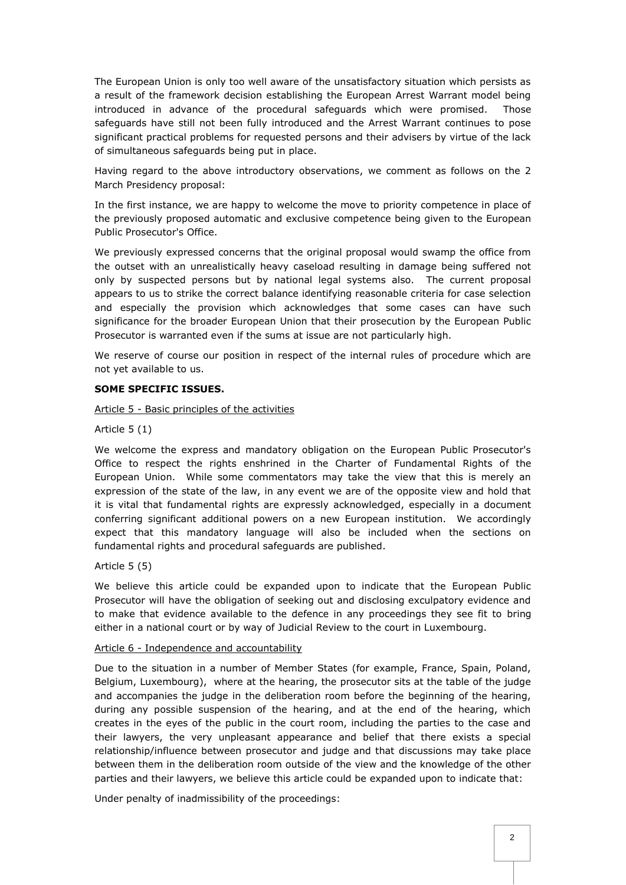The European Union is only too well aware of the unsatisfactory situation which persists as a result of the framework decision establishing the European Arrest Warrant model being introduced in advance of the procedural safeguards which were promised. Those safeguards have still not been fully introduced and the Arrest Warrant continues to pose significant practical problems for requested persons and their advisers by virtue of the lack of simultaneous safeguards being put in place.

Having regard to the above introductory observations, we comment as follows on the 2 March Presidency proposal:

In the first instance, we are happy to welcome the move to priority competence in place of the previously proposed automatic and exclusive competence being given to the European Public Prosecutor's Office.

We previously expressed concerns that the original proposal would swamp the office from the outset with an unrealistically heavy caseload resulting in damage being suffered not only by suspected persons but by national legal systems also. The current proposal appears to us to strike the correct balance identifying reasonable criteria for case selection and especially the provision which acknowledges that some cases can have such significance for the broader European Union that their prosecution by the European Public Prosecutor is warranted even if the sums at issue are not particularly high.

We reserve of course our position in respect of the internal rules of procedure which are not yet available to us.

**SOME SPECIFIC ISSUES.**

Article 5 - Basic principles of the activities

Article 5 (1)

We welcome the express and mandatory obligation on the European Public Prosecutor's Office to respect the rights enshrined in the Charter of Fundamental Rights of the European Union. While some commentators may take the view that this is merely an expression of the state of the law, in any event we are of the opposite view and hold that it is vital that fundamental rights are expressly acknowledged, especially in a document conferring significant additional powers on a new European institution. We accordingly expect that this mandatory language will also be included when the sections on fundamental rights and procedural safeguards are published.

Article 5 (5)

We believe this article could be expanded upon to indicate that the European Public Prosecutor will have the obligation of seeking out and disclosing exculpatory evidence and to make that evidence available to the defence in any proceedings they see fit to bring either in a national court or by way of Judicial Review to the court in Luxembourg.

Article 6 - Independence and accountability

Due to the situation in a number of Member States (for example, France, Spain, Poland, Belgium, Luxembourg), where at the hearing, the prosecutor sits at the table of the judge and accompanies the judge in the deliberation room before the beginning of the hearing, during any possible suspension of the hearing, and at the end of the hearing, which creates in the eyes of the public in the court room, including the parties to the case and their lawyers, the very unpleasant appearance and belief that there exists a special relationship/influence between prosecutor and judge and that discussions may take place between them in the deliberation room outside of the view and the knowledge of the other parties and their lawyers, we believe this article could be expanded upon to indicate that:

Under penalty of inadmissibility of the proceedings: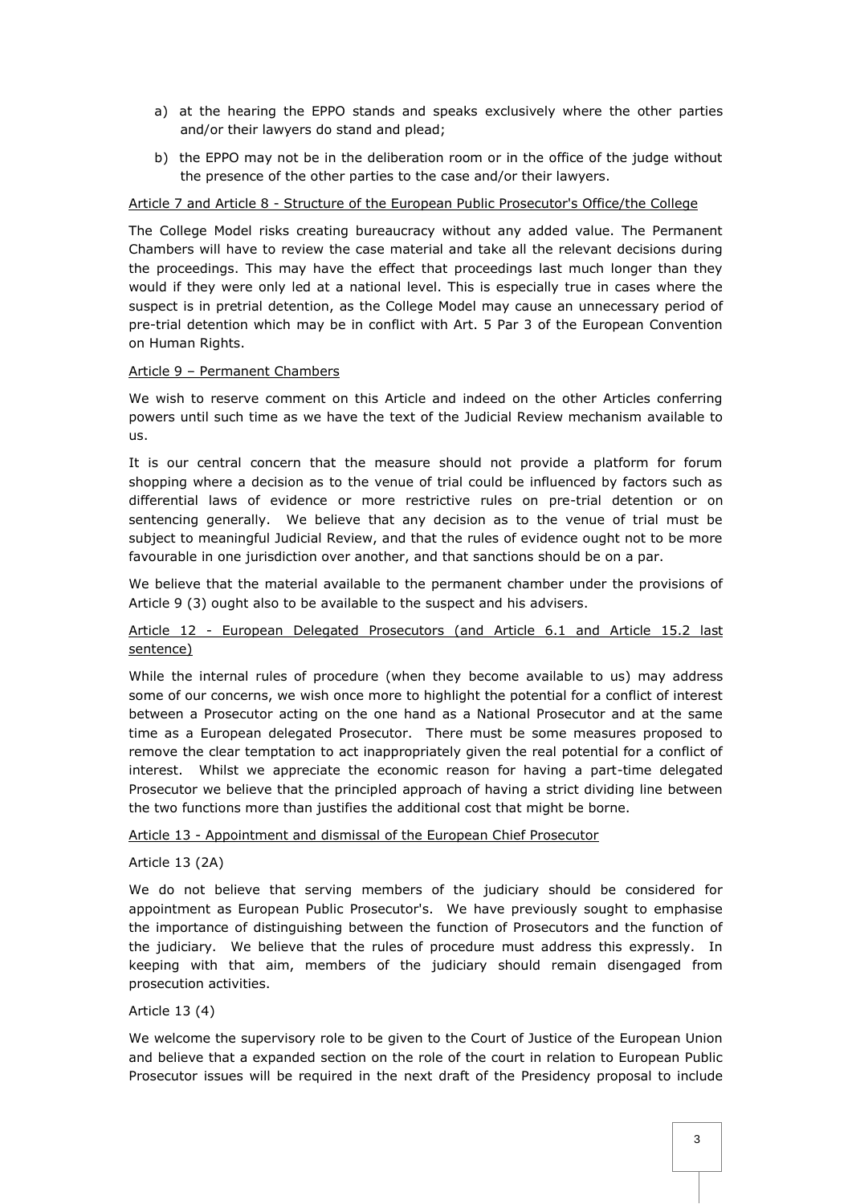a) at the hearing the EPPO stands and speaks exclusively where the other parties and/or their lawyers do stand and plead;

b) the EPPO may not be in the deliberation room or in the office of the judge without the presence of the other parties to the case and/or their lawyers.

<u>Article 7 and Article 8 - Structure of the European Public Prosecutor's Office/the College</u>

The College Model risks creating bureaucracy without any added value. The Permanent Chambers will have to review the case material and take all the relevant decisions during the proceedings. This may have the effect that proceedings last much longer than they would if they were only led at a national level. This is especially true in cases where the suspect is in pretrial detention, as the College Model may cause an unnecessary period of pre-trial detention which may be in conflict with Art. 5 Par 3 of the European Convention on Human Rights.

<u>Article 9 – Permanent Chambers</u>

We wish to reserve comment on this Article and indeed on the other Articles conferring powers until such time as we have the text of the Judicial Review mechanism available to us.

It is our central concern that the measure should not provide a platform for forum shopping where a decision as to the venue of trial could be influenced by factors such as differential laws of evidence or more restrictive rules on pre-trial detention or on sentencing generally. We believe that any decision as to the venue of trial must be subject to meaningful Judicial Review, and that the rules of evidence ought not to be more favourable in one jurisdiction over another, and that sanctions should be on a par.

We believe that the material available to the permanent chamber under the provisions of Article 9 (3) ought also to be available to the suspect and his advisers.

<u>Article 12 - European Delegated Prosecutors (and Article 6.1 and Article 15.2 last sentence)</u>

While the internal rules of procedure (when they become available to us) may address some of our concerns, we wish once more to highlight the potential for a conflict of interest between a Prosecutor acting on the one hand as a National Prosecutor and at the same time as a European delegated Prosecutor. There must be some measures proposed to remove the clear temptation to act inappropriately given the real potential for a conflict of interest. Whilst we appreciate the economic reason for having a part-time delegated Prosecutor we believe that the principled approach of having a strict dividing line between the two functions more than justifies the additional cost that might be borne.

<u>Article 13 - Appointment and dismissal of the European Chief Prosecutor</u>

Article 13 (2A)

We do not believe that serving members of the judiciary should be considered for appointment as European Public Prosecutor's. We have previously sought to emphasise the importance of distinguishing between the function of Prosecutors and the function of the judiciary. We believe that the rules of procedure must address this expressly. In keeping with that aim, members of the judiciary should remain disengaged from prosecution activities.

Article 13 (4)

We welcome the supervisory role to be given to the Court of Justice of the European Union and believe that a expanded section on the role of the court in relation to European Public Prosecutor issues will be required in the next draft of the Presidency proposal to include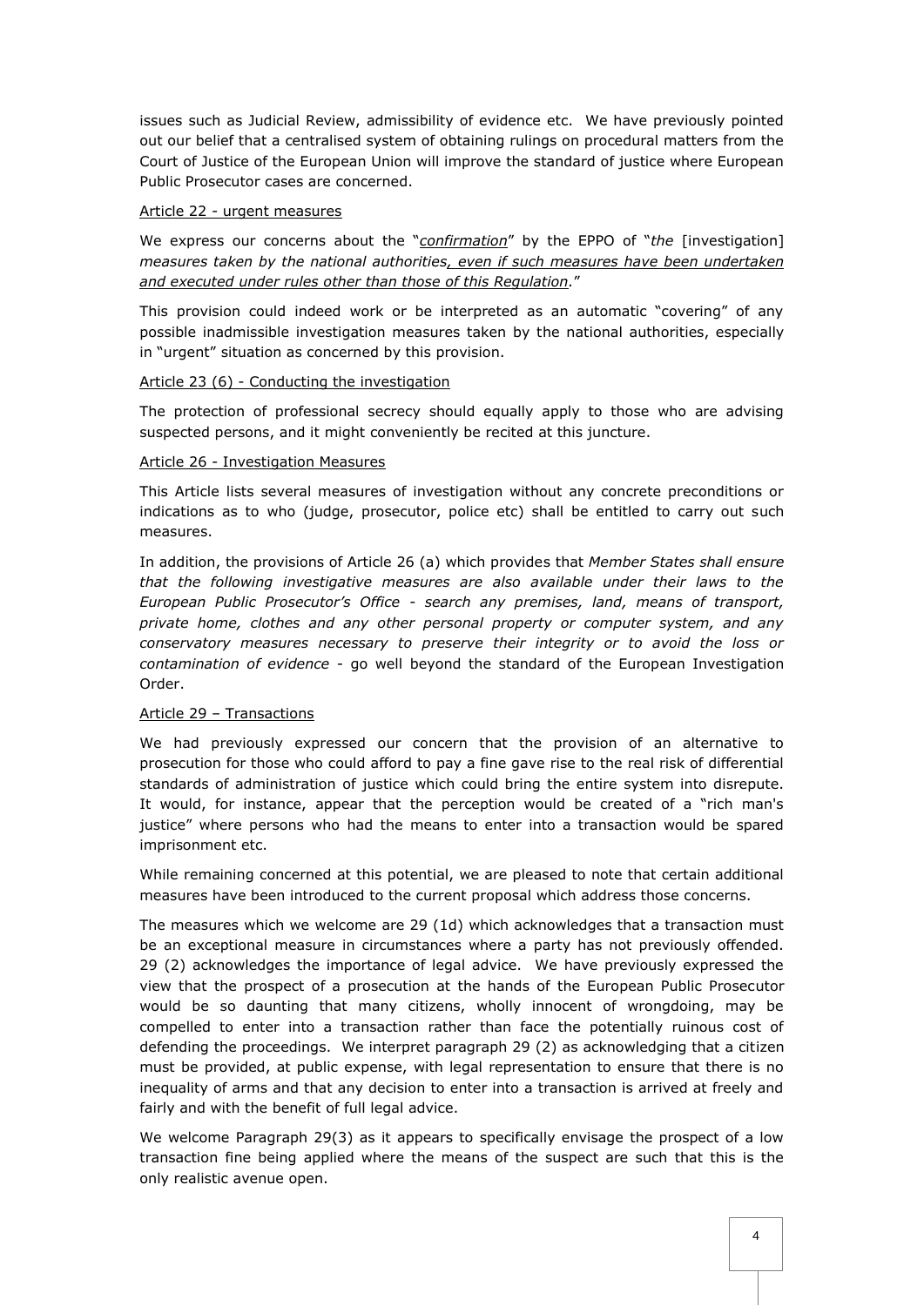issues such as Judicial Review, admissibility of evidence etc. We have previously pointed out our belief that a centralised system of obtaining rulings on procedural matters from the Court of Justice of the European Union will improve the standard of justice where European Public Prosecutor cases are concerned.

<u>Article 22 - urgent measures</u>

We express our concerns about the "*<u>confirmation</u>*" by the EPPO of "*the* [investigation] *measures taken by the national authorities<u>, even if such measures have been undertaken and executed under rules other than those of this Regulation</u>.*"

This provision could indeed work or be interpreted as an automatic "covering" of any possible inadmissible investigation measures taken by the national authorities, especially in "urgent" situation as concerned by this provision.

<u>Article 23 (6) - Conducting the investigation</u>

The protection of professional secrecy should equally apply to those who are advising suspected persons, and it might conveniently be recited at this juncture.

<u>Article 26 - Investigation Measures</u>

This Article lists several measures of investigation without any concrete preconditions or indications as to who (judge, prosecutor, police etc) shall be entitled to carry out such measures.

In addition, the provisions of Article 26 (a) which provides that *Member States shall ensure that the following investigative measures are also available under their laws to the European Public Prosecutor's Office - search any premises, land, means of transport, private home, clothes and any other personal property or computer system, and any conservatory measures necessary to preserve their integrity or to avoid the loss or contamination of evidence* - go well beyond the standard of the European Investigation Order.

<u>Article 29 – Transactions</u>

We had previously expressed our concern that the provision of an alternative to prosecution for those who could afford to pay a fine gave rise to the real risk of differential standards of administration of justice which could bring the entire system into disrepute. It would, for instance, appear that the perception would be created of a "rich man's justice" where persons who had the means to enter into a transaction would be spared imprisonment etc.

While remaining concerned at this potential, we are pleased to note that certain additional measures have been introduced to the current proposal which address those concerns.

The measures which we welcome are 29 (1d) which acknowledges that a transaction must be an exceptional measure in circumstances where a party has not previously offended. 29 (2) acknowledges the importance of legal advice. We have previously expressed the view that the prospect of a prosecution at the hands of the European Public Prosecutor would be so daunting that many citizens, wholly innocent of wrongdoing, may be compelled to enter into a transaction rather than face the potentially ruinous cost of defending the proceedings. We interpret paragraph 29 (2) as acknowledging that a citizen must be provided, at public expense, with legal representation to ensure that there is no inequality of arms and that any decision to enter into a transaction is arrived at freely and fairly and with the benefit of full legal advice.

We welcome Paragraph 29(3) as it appears to specifically envisage the prospect of a low transaction fine being applied where the means of the suspect are such that this is the only realistic avenue open.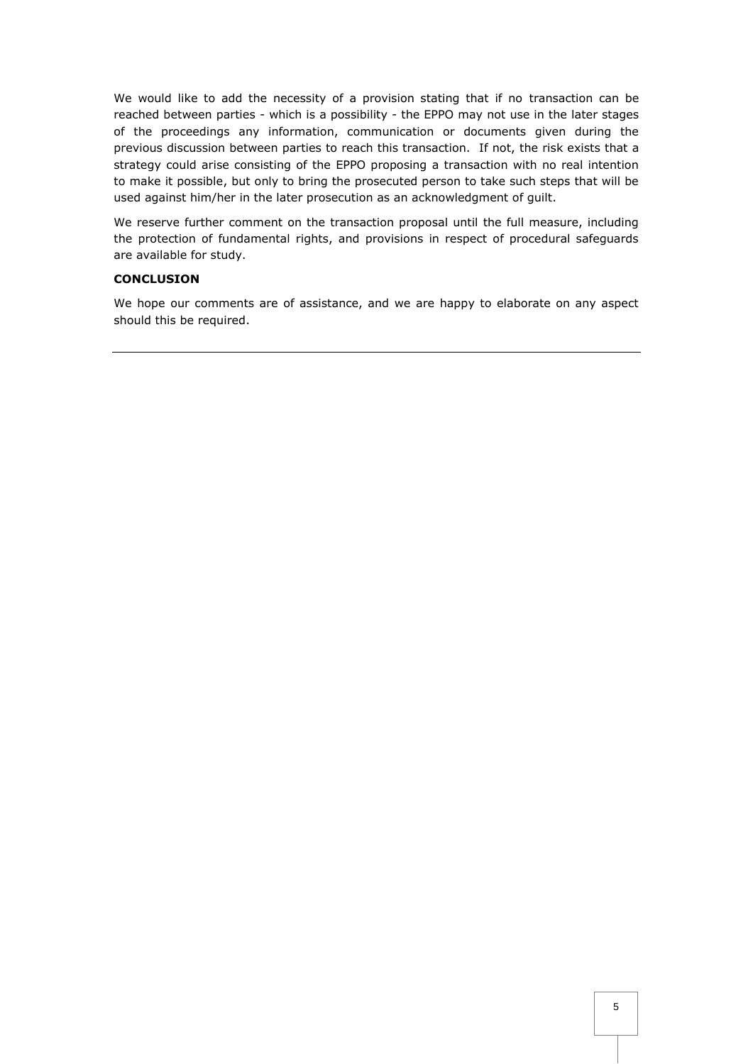We would like to add the necessity of a provision stating that if no transaction can be reached between parties - which is a possibility - the EPPO may not use in the later stages of the proceedings any information, communication or documents given during the previous discussion between parties to reach this transaction. If not, the risk exists that a strategy could arise consisting of the EPPO proposing a transaction with no real intention to make it possible, but only to bring the prosecuted person to take such steps that will be used against him/her in the later prosecution as an acknowledgment of guilt.

We reserve further comment on the transaction proposal until the full measure, including the protection of fundamental rights, and provisions in respect of procedural safeguards are available for study.

**CONCLUSION**

We hope our comments are of assistance, and we are happy to elaborate on any aspect should this be required.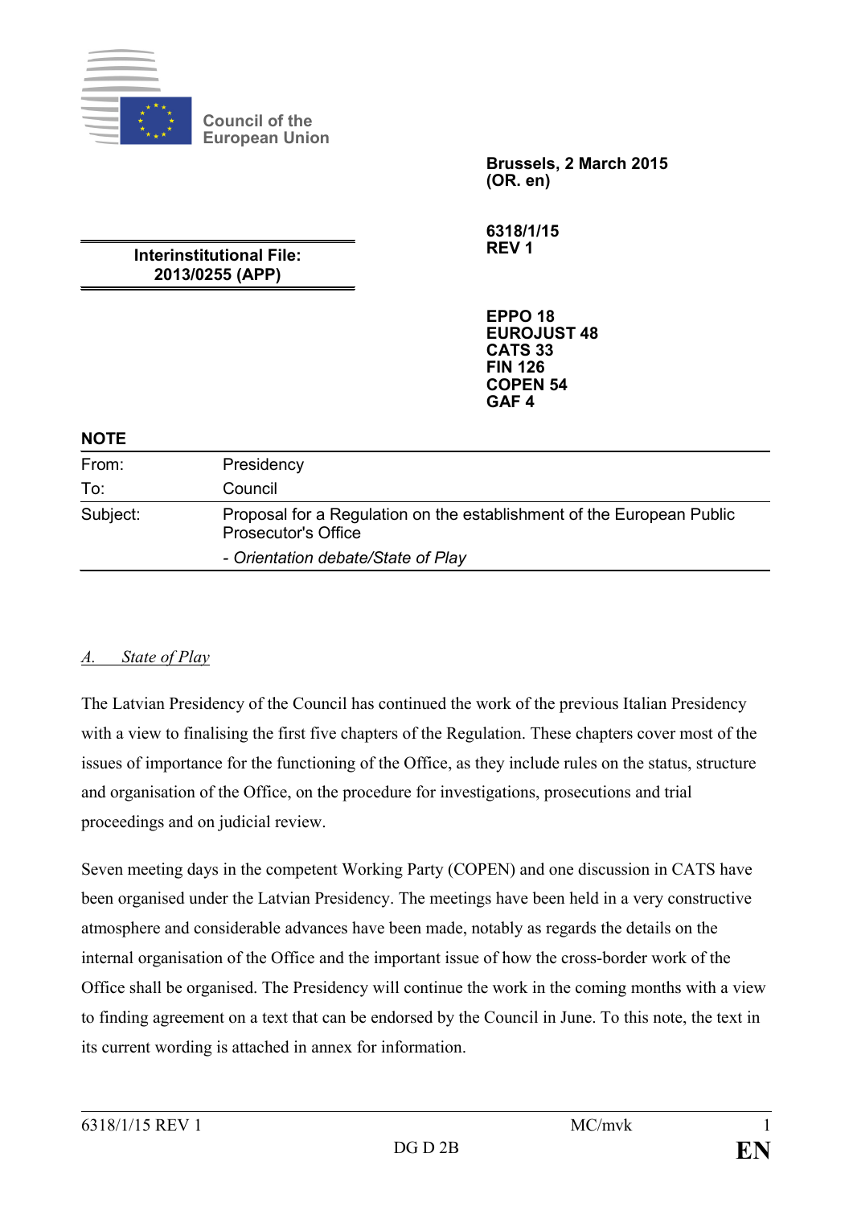Council of the European Union

**Brussels, 2 March 2015 (OR. en)**

**6318/1/15 REV 1**

**Interinstitutional File: 2013/0255 (APP)**

**EPPO 18**
**EUROJUST 48**
**CATS 33**
**FIN 126**
**COPEN 54**
**GAF 4**

**NOTE**

| | |
|---|---|
| From: | Presidency |
| To: | Council |
| Subject: | Proposal for a Regulation on the establishment of the European Public Prosecutor's Office<br>*- Orientation debate/State of Play* |

## *A. State of Play*

The Latvian Presidency of the Council has continued the work of the previous Italian Presidency with a view to finalising the first five chapters of the Regulation. These chapters cover most of the issues of importance for the functioning of the Office, as they include rules on the status, structure and organisation of the Office, on the procedure for investigations, prosecutions and trial proceedings and on judicial review.

Seven meeting days in the competent Working Party (COPEN) and one discussion in CATS have been organised under the Latvian Presidency. The meetings have been held in a very constructive atmosphere and considerable advances have been made, notably as regards the details on the internal organisation of the Office and the important issue of how the cross-border work of the Office shall be organised. The Presidency will continue the work in the coming months with a view to finding agreement on a text that can be endorsed by the Council in June. To this note, the text in its current wording is attached in annex for information.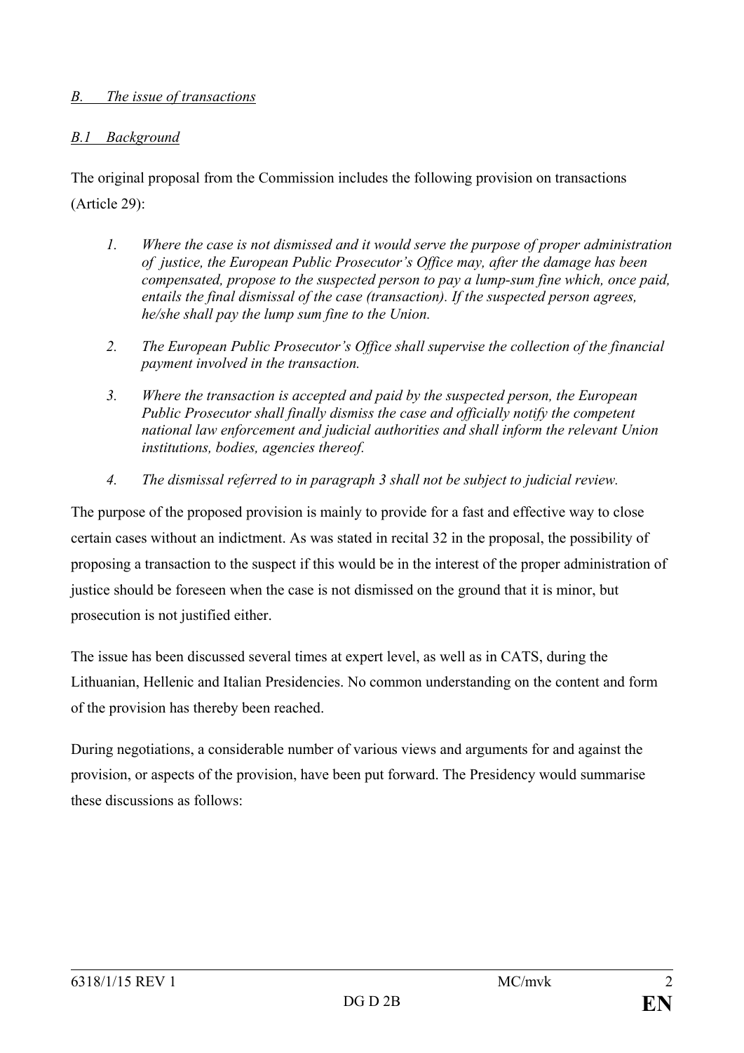*B. The issue of transactions*

*B.1 Background*

The original proposal from the Commission includes the following provision on transactions (Article 29):

1. *Where the case is not dismissed and it would serve the purpose of proper administration of justice, the European Public Prosecutor's Office may, after the damage has been compensated, propose to the suspected person to pay a lump-sum fine which, once paid, entails the final dismissal of the case (transaction). If the suspected person agrees, he/she shall pay the lump sum fine to the Union.*

2. *The European Public Prosecutor's Office shall supervise the collection of the financial payment involved in the transaction.*

3. *Where the transaction is accepted and paid by the suspected person, the European Public Prosecutor shall finally dismiss the case and officially notify the competent national law enforcement and judicial authorities and shall inform the relevant Union institutions, bodies, agencies thereof.*

4. *The dismissal referred to in paragraph 3 shall not be subject to judicial review.*

The purpose of the proposed provision is mainly to provide for a fast and effective way to close certain cases without an indictment. As was stated in recital 32 in the proposal, the possibility of proposing a transaction to the suspect if this would be in the interest of the proper administration of justice should be foreseen when the case is not dismissed on the ground that it is minor, but prosecution is not justified either.

The issue has been discussed several times at expert level, as well as in CATS, during the Lithuanian, Hellenic and Italian Presidencies. No common understanding on the content and form of the provision has thereby been reached.

During negotiations, a considerable number of various views and arguments for and against the provision, or aspects of the provision, have been put forward. The Presidency would summarise these discussions as follows: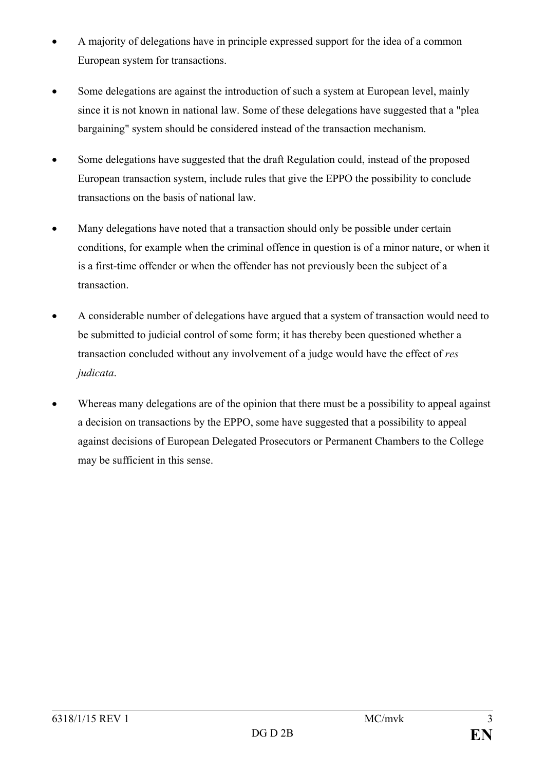- A majority of delegations have in principle expressed support for the idea of a common European system for transactions.

- Some delegations are against the introduction of such a system at European level, mainly since it is not known in national law. Some of these delegations have suggested that a "plea bargaining" system should be considered instead of the transaction mechanism.

- Some delegations have suggested that the draft Regulation could, instead of the proposed European transaction system, include rules that give the EPPO the possibility to conclude transactions on the basis of national law.

- Many delegations have noted that a transaction should only be possible under certain conditions, for example when the criminal offence in question is of a minor nature, or when it is a first-time offender or when the offender has not previously been the subject of a transaction.

- A considerable number of delegations have argued that a system of transaction would need to be submitted to judicial control of some form; it has thereby been questioned whether a transaction concluded without any involvement of a judge would have the effect of *res judicata*.

- Whereas many delegations are of the opinion that there must be a possibility to appeal against a decision on transactions by the EPPO, some have suggested that a possibility to appeal against decisions of European Delegated Prosecutors or Permanent Chambers to the College may be sufficient in this sense.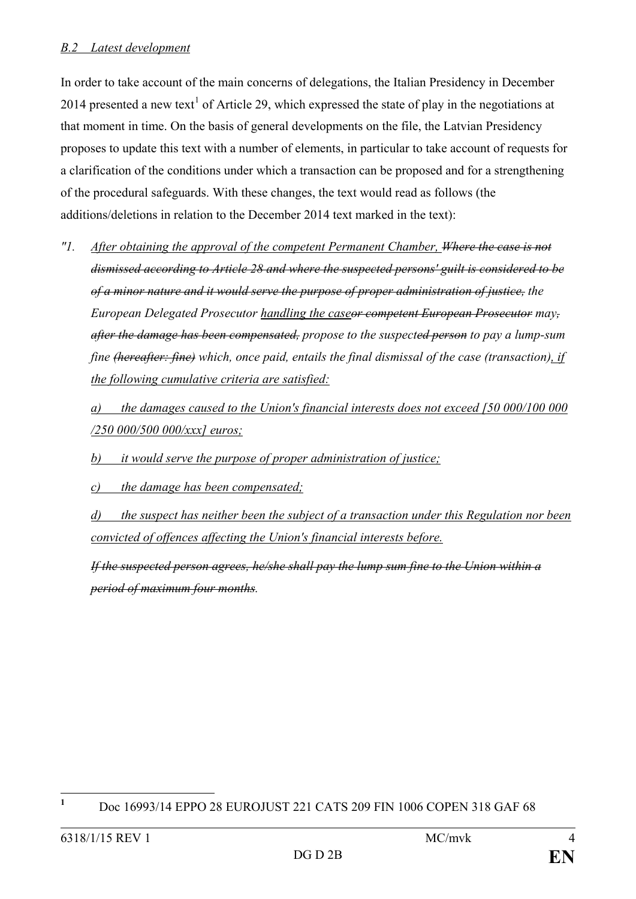*B.2 Latest development*

In order to take account of the main concerns of delegations, the Italian Presidency in December 2014 presented a new text[1] of Article 29, which expressed the state of play in the negotiations at that moment in time. On the basis of general developments on the file, the Latvian Presidency proposes to update this text with a number of elements, in particular to take account of requests for a clarification of the conditions under which a transaction can be proposed and for a strengthening of the procedural safeguards. With these changes, the text would read as follows (the additions/deletions in relation to the December 2014 text marked in the text):

"1. *After obtaining the approval of the competent Permanent Chamber, ~~Where the case is not dismissed according to Article 28 and where the suspected persons' guilt is considered to be of a minor nature and it would serve the purpose of proper administration of justice,~~ the European Delegated Prosecutor handling the case~~or competent European Prosecutor~~ may~~, after the damage has been compensated,~~ propose to the suspect~~ed person~~ to pay a lump-sum fine ~~(hereafter: fine)~~ which, once paid, entails the final dismissal of the case (transaction), if the following cumulative criteria are satisfied:*

*a) the damages caused to the Union's financial interests does not exceed [50 000/100 000 /250 000/500 000/xxx] euros;*

*b) it would serve the purpose of proper administration of justice;*

*c) the damage has been compensated;*

*d) the suspect has neither been the subject of a transaction under this Regulation nor been convicted of offences affecting the Union's financial interests before.*

*~~If the suspected person agrees, he/she shall pay the lump sum fine to the Union within a period of maximum four months~~.*

[1] Doc 16993/14 EPPO 28 EUROJUST 221 CATS 209 FIN 1006 COPEN 318 GAF 68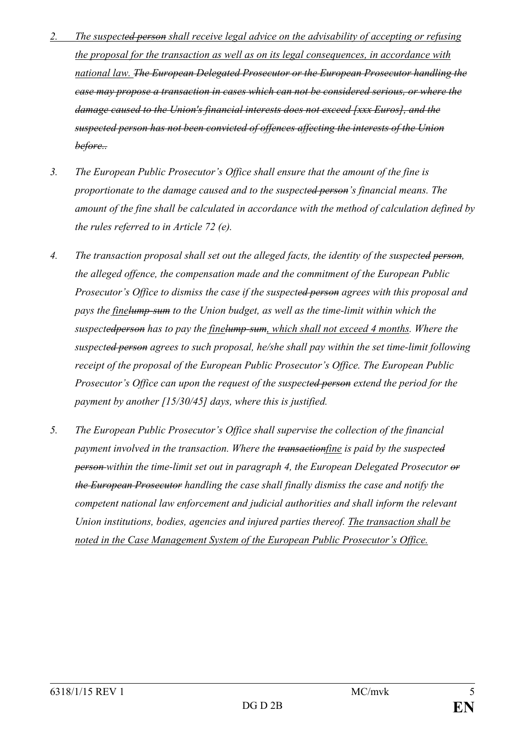2. *The suspect~~ed person~~ shall receive legal advice on the advisability of accepting or refusing the proposal for the transaction as well as on its legal consequences, in accordance with national law. ~~The European Delegated Prosecutor or the European Prosecutor handling the case may propose a transaction in cases which can not be considered serious, or where the damage caused to the Union's financial interests does not exceed [xxx Euros], and the suspected person has not been convicted of offences affecting the interests of the Union before..~~*

3. *The European Public Prosecutor's Office shall ensure that the amount of the fine is proportionate to the damage caused and to the suspect~~ed person~~'s financial means. The amount of the fine shall be calculated in accordance with the method of calculation defined by the rules referred to in Article 72 (e).*

4. *The transaction proposal shall set out the alleged facts, the identity of the suspect~~ed person~~, the alleged offence, the compensation made and the commitment of the European Public Prosecutor's Office to dismiss the case if the suspect~~ed person~~ agrees with this proposal and pays the <u>fine</u>~~lump-sum~~ to the Union budget, as well as the time-limit within which the suspect~~edperson~~ has to pay the <u>fine</u>~~lump-sum~~<u>, which shall not exceed 4 months</u>. Where the suspect~~ed person~~ agrees to such proposal, he/she shall pay within the set time-limit following receipt of the proposal of the European Public Prosecutor's Office. The European Public Prosecutor's Office can upon the request of the suspect~~ed person~~ extend the period for the payment by another [15/30/45] days, where this is justified.*

5. *The European Public Prosecutor's Office shall supervise the collection of the financial payment involved in the transaction. Where the ~~transaction~~<u>fine</u> is paid by the suspect~~ed person~~ within the time-limit set out in paragraph 4, the European Delegated Prosecutor ~~or the European Prosecutor~~ handling the case shall finally dismiss the case and notify the competent national law enforcement and judicial authorities and shall inform the relevant Union institutions, bodies, agencies and injured parties thereof. <u>The transaction shall be noted in the Case Management System of the European Public Prosecutor's Office.</u>*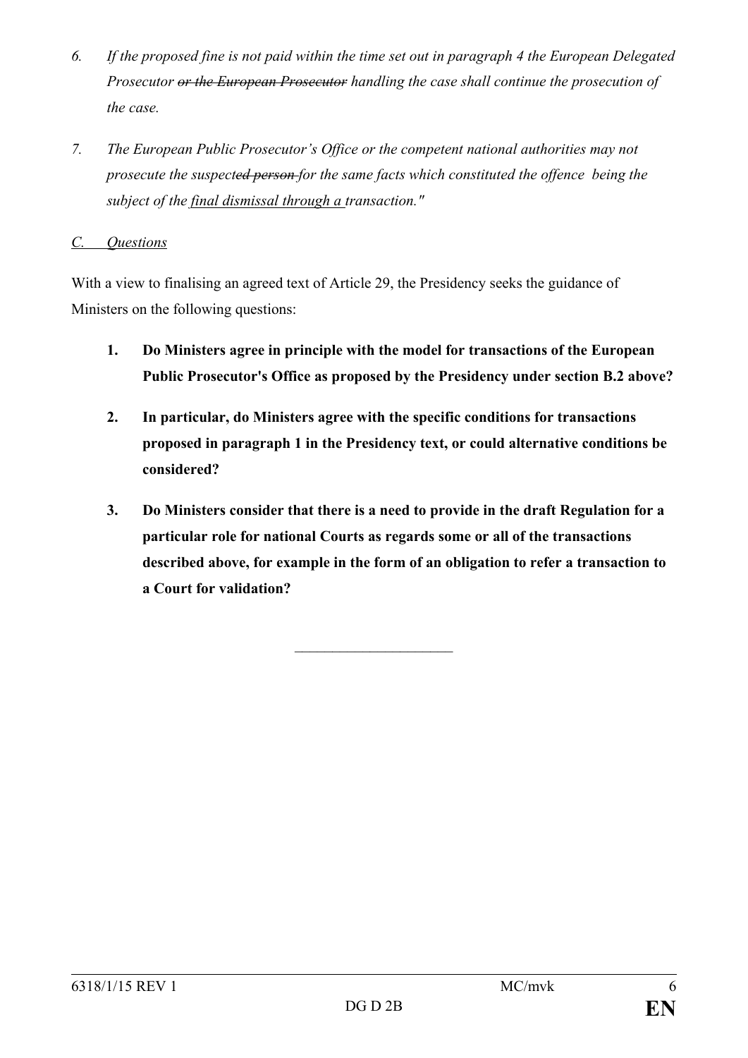6. *If the proposed fine is not paid within the time set out in paragraph 4 the European Delegated Prosecutor ~~or the European Prosecutor~~ handling the case shall continue the prosecution of the case.*

7. *The European Public Prosecutor's Office or the competent national authorities may not prosecute the suspect~~ed person~~ for the same facts which constituted the offence being the subject of the final dismissal through a transaction."*

*C. Questions*

With a view to finalising an agreed text of Article 29, the Presidency seeks the guidance of Ministers on the following questions:

1. **Do Ministers agree in principle with the model for transactions of the European Public Prosecutor's Office as proposed by the Presidency under section B.2 above?**

2. **In particular, do Ministers agree with the specific conditions for transactions proposed in paragraph 1 in the Presidency text, or could alternative conditions be considered?**

3. **Do Ministers consider that there is a need to provide in the draft Regulation for a particular role for national Courts as regards some or all of the transactions described above, for example in the form of an obligation to refer a transaction to a Court for validation?**

---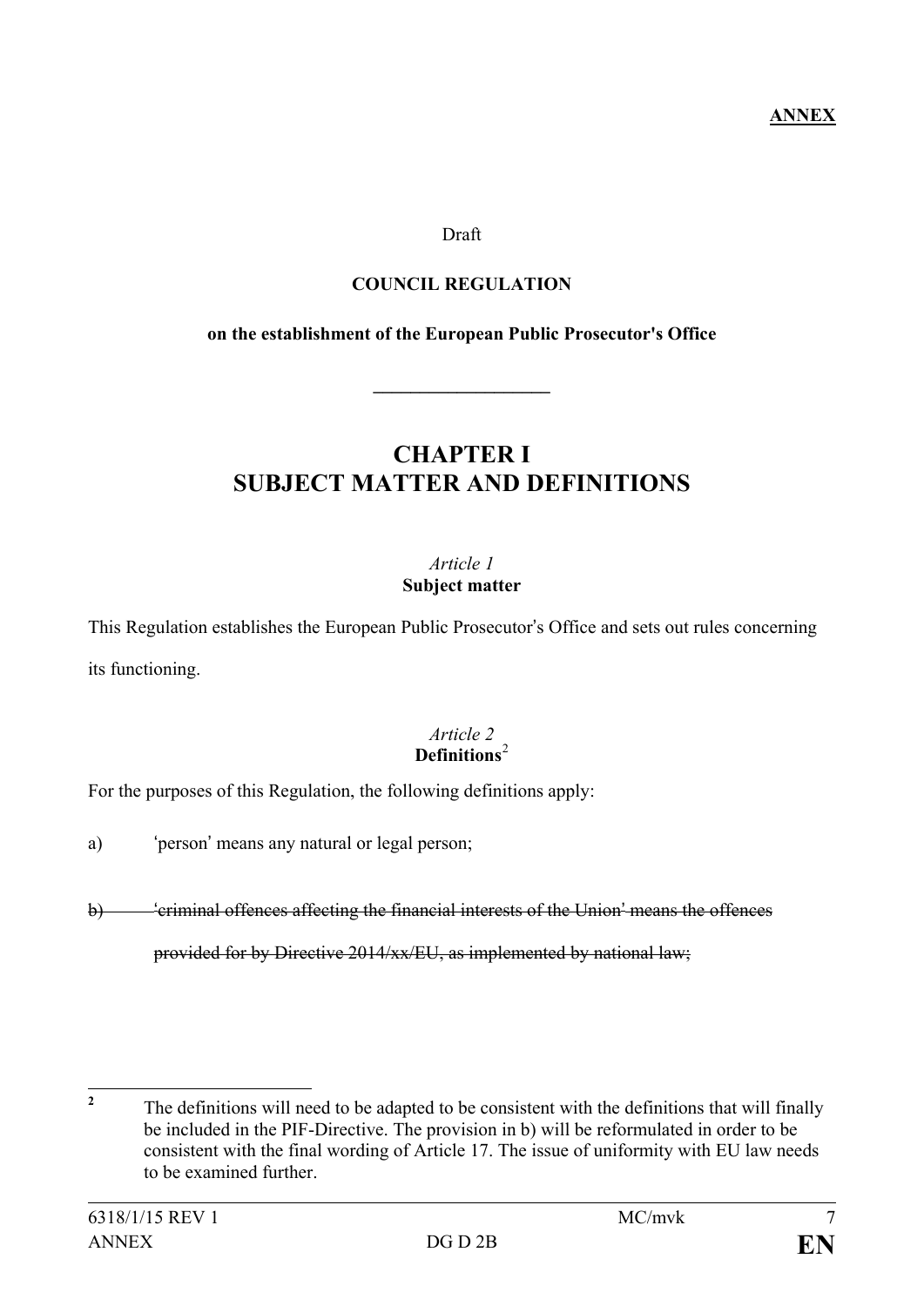**ANNEX**

Draft

**COUNCIL REGULATION**

**on the establishment of the European Public Prosecutor's Office**

---

# CHAPTER I
# SUBJECT MATTER AND DEFINITIONS

*Article 1*
**Subject matter**

This Regulation establishes the European Public Prosecutor's Office and sets out rules concerning its functioning.

*Article 2*
**Definitions**[2]

For the purposes of this Regulation, the following definitions apply:

a) 'person' means any natural or legal person;

~~b) 'criminal offences affecting the financial interests of the Union' means the offences provided for by Directive 2014/xx/EU, as implemented by national law;~~

---

[2] The definitions will need to be adapted to be consistent with the definitions that will finally be included in the PIF-Directive. The provision in b) will be reformulated in order to be consistent with the final wording of Article 17. The issue of uniformity with EU law needs to be examined further.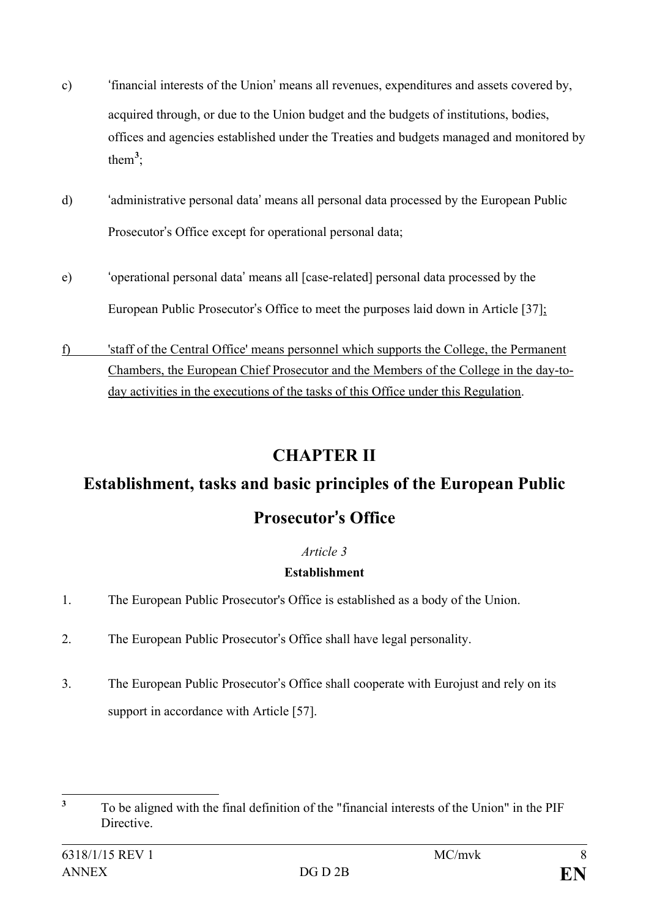c) ʻfinancial interests of the Unionʼ means all revenues, expenditures and assets covered by, acquired through, or due to the Union budget and the budgets of institutions, bodies, offices and agencies established under the Treaties and budgets managed and monitored by them[3];

d) ʻadministrative personal dataʼ means all personal data processed by the European Public Prosecutorʼs Office except for operational personal data;

e) ʻoperational personal dataʼ means all [case-related] personal data processed by the European Public Prosecutorʼs Office to meet the purposes laid down in Article [37];

f) 'staff of the Central Office' means personnel which supports the College, the Permanent Chambers, the European Chief Prosecutor and the Members of the College in the day-to-day activities in the executions of the tasks of this Office under this Regulation.

# CHAPTER II

# Establishment, tasks and basic principles of the European Public Prosecutorʼs Office

*Article 3*

**Establishment**

1. The European Public Prosecutor's Office is established as a body of the Union.

2. The European Public Prosecutorʼs Office shall have legal personality.

3. The European Public Prosecutorʼs Office shall cooperate with Eurojust and rely on its support in accordance with Article [57].

---

[3] To be aligned with the final definition of the "financial interests of the Union" in the PIF Directive.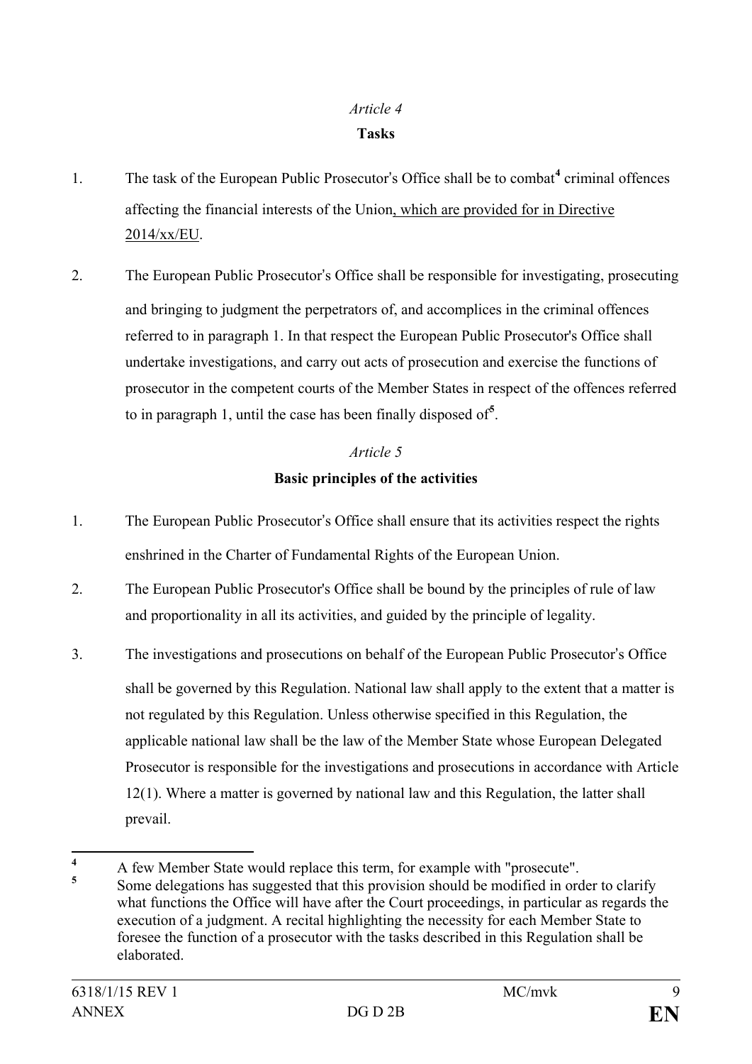*Article 4*

**Tasks**

1. The task of the European Public Prosecutor's Office shall be to combat[4] criminal offences affecting the financial interests of the Union, which are provided for in Directive 2014/xx/EU.

2. The European Public Prosecutor's Office shall be responsible for investigating, prosecuting and bringing to judgment the perpetrators of, and accomplices in the criminal offences referred to in paragraph 1. In that respect the European Public Prosecutor's Office shall undertake investigations, and carry out acts of prosecution and exercise the functions of prosecutor in the competent courts of the Member States in respect of the offences referred to in paragraph 1, until the case has been finally disposed of[5].

*Article 5*

**Basic principles of the activities**

1. The European Public Prosecutor's Office shall ensure that its activities respect the rights enshrined in the Charter of Fundamental Rights of the European Union.

2. The European Public Prosecutor's Office shall be bound by the principles of rule of law and proportionality in all its activities, and guided by the principle of legality.

3. The investigations and prosecutions on behalf of the European Public Prosecutor's Office shall be governed by this Regulation. National law shall apply to the extent that a matter is not regulated by this Regulation. Unless otherwise specified in this Regulation, the applicable national law shall be the law of the Member State whose European Delegated Prosecutor is responsible for the investigations and prosecutions in accordance with Article 12(1). Where a matter is governed by national law and this Regulation, the latter shall prevail.

---

[4] A few Member State would replace this term, for example with "prosecute".

[5] Some delegations has suggested that this provision should be modified in order to clarify what functions the Office will have after the Court proceedings, in particular as regards the execution of a judgment. A recital highlighting the necessity for each Member State to foresee the function of a prosecutor with the tasks described in this Regulation shall be elaborated.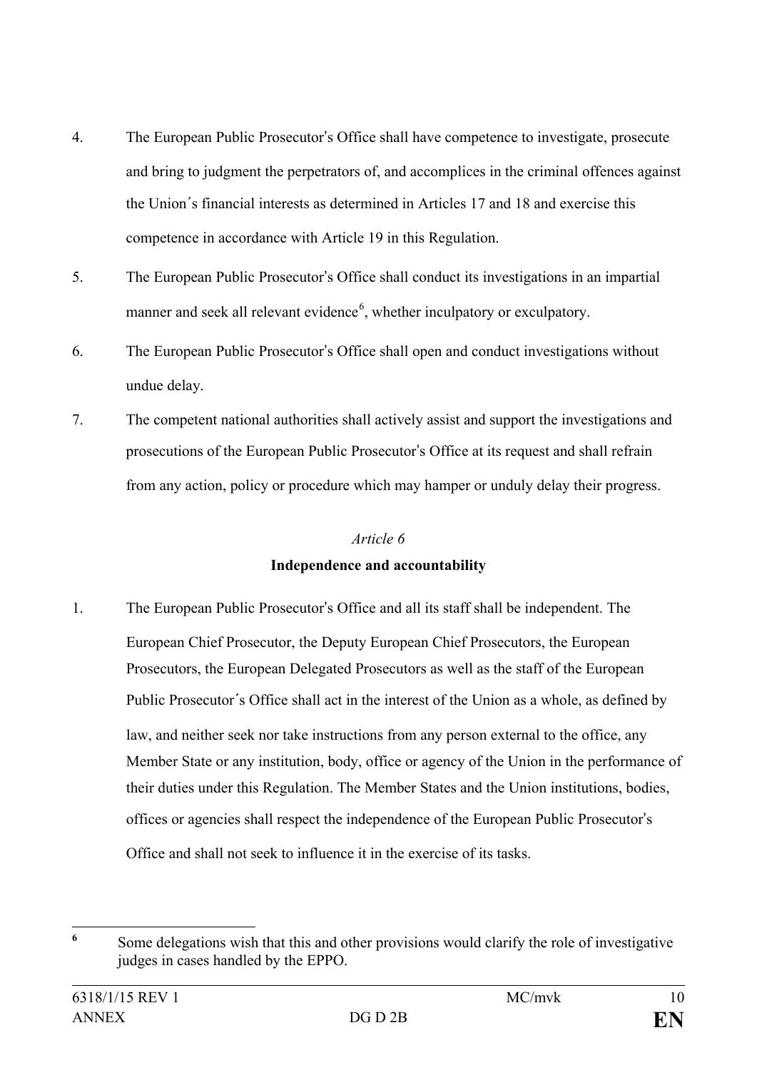4. The European Public Prosecutor's Office shall have competence to investigate, prosecute and bring to judgment the perpetrators of, and accomplices in the criminal offences against the Union´s financial interests as determined in Articles 17 and 18 and exercise this competence in accordance with Article 19 in this Regulation.

5. The European Public Prosecutor's Office shall conduct its investigations in an impartial manner and seek all relevant evidence[6], whether inculpatory or exculpatory.

6. The European Public Prosecutor's Office shall open and conduct investigations without undue delay.

7. The competent national authorities shall actively assist and support the investigations and prosecutions of the European Public Prosecutor's Office at its request and shall refrain from any action, policy or procedure which may hamper or unduly delay their progress.

*Article 6*

**Independence and accountability**

1. The European Public Prosecutor's Office and all its staff shall be independent. The European Chief Prosecutor, the Deputy European Chief Prosecutors, the European Prosecutors, the European Delegated Prosecutors as well as the staff of the European Public Prosecutor´s Office shall act in the interest of the Union as a whole, as defined by law, and neither seek nor take instructions from any person external to the office, any Member State or any institution, body, office or agency of the Union in the performance of their duties under this Regulation. The Member States and the Union institutions, bodies, offices or agencies shall respect the independence of the European Public Prosecutor's Office and shall not seek to influence it in the exercise of its tasks.

---

[6] Some delegations wish that this and other provisions would clarify the role of investigative judges in cases handled by the EPPO.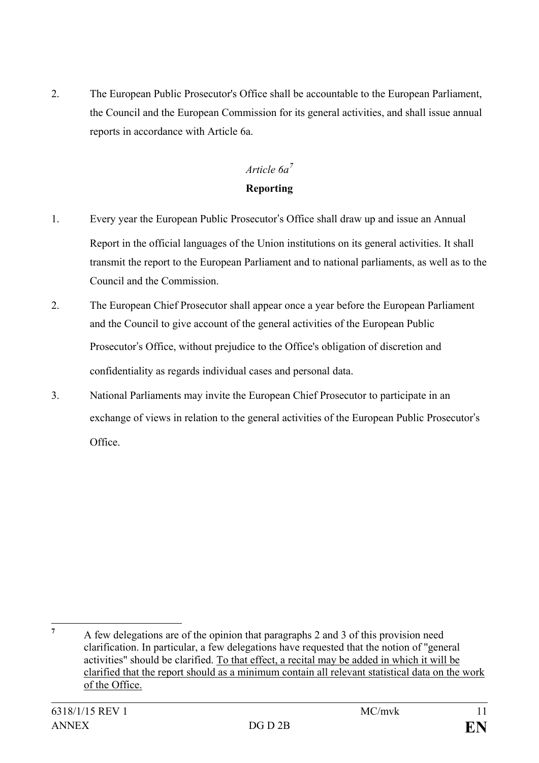2. The European Public Prosecutor's Office shall be accountable to the European Parliament, the Council and the European Commission for its general activities, and shall issue annual reports in accordance with Article 6a.

*Article 6a*[7]

**Reporting**

1. Every year the European Public Prosecutor's Office shall draw up and issue an Annual Report in the official languages of the Union institutions on its general activities. It shall transmit the report to the European Parliament and to national parliaments, as well as to the Council and the Commission.
2. The European Chief Prosecutor shall appear once a year before the European Parliament and the Council to give account of the general activities of the European Public Prosecutor's Office, without prejudice to the Office's obligation of discretion and confidentiality as regards individual cases and personal data.
3. National Parliaments may invite the European Chief Prosecutor to participate in an exchange of views in relation to the general activities of the European Public Prosecutor's Office.

---

[7] A few delegations are of the opinion that paragraphs 2 and 3 of this provision need clarification. In particular, a few delegations have requested that the notion of "general activities" should be clarified. <u>To that effect, a recital may be added in which it will be clarified that the report should as a minimum contain all relevant statistical data on the work of the Office.</u>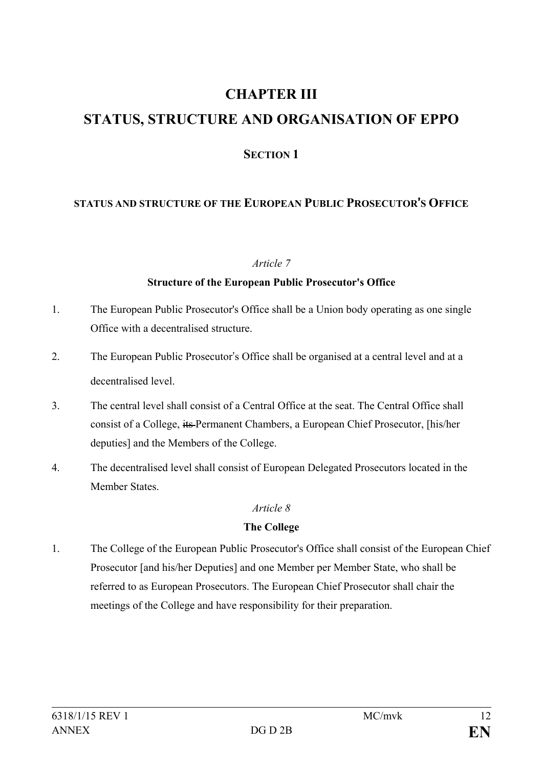# CHAPTER III

# STATUS, STRUCTURE AND ORGANISATION OF EPPO

## SECTION 1

### STATUS AND STRUCTURE OF THE EUROPEAN PUBLIC PROSECUTOR'S OFFICE

*Article 7*

**Structure of the European Public Prosecutor's Office**

1. The European Public Prosecutor's Office shall be a Union body operating as one single Office with a decentralised structure.

2. The European Public Prosecutor's Office shall be organised at a central level and at a decentralised level.

3. The central level shall consist of a Central Office at the seat. The Central Office shall consist of a College, ~~its~~ Permanent Chambers, a European Chief Prosecutor, [his/her deputies] and the Members of the College.

4. The decentralised level shall consist of European Delegated Prosecutors located in the Member States.

*Article 8*

**The College**

1. The College of the European Public Prosecutor's Office shall consist of the European Chief Prosecutor [and his/her Deputies] and one Member per Member State, who shall be referred to as European Prosecutors. The European Chief Prosecutor shall chair the meetings of the College and have responsibility for their preparation.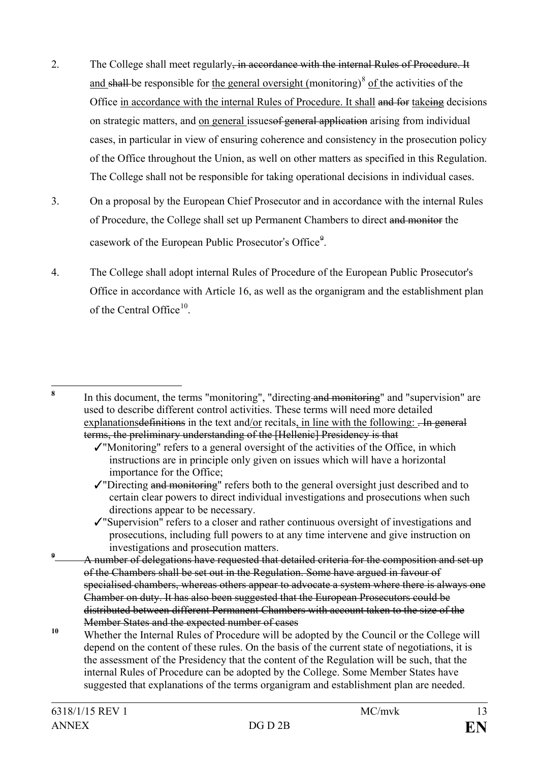2. The College shall meet regularly~~, in accordance with the internal Rules of Procedure. It~~ and ~~shall~~ be responsible for the general oversight (monitoring)[8] of the activities of the Office in accordance with the internal Rules of Procedure. It shall ~~and for~~ take~~ing~~ decisions on strategic matters, and on general issues~~of general application~~ arising from individual cases, in particular in view of ensuring coherence and consistency in the prosecution policy of the Office throughout the Union, as well on other matters as specified in this Regulation. The College shall not be responsible for taking operational decisions in individual cases.

3. On a proposal by the European Chief Prosecutor and in accordance with the internal Rules of Procedure, the College shall set up Permanent Chambers to direct ~~and monitor~~ the casework of the European Public Prosecutor's Office~~[9]~~.

4. The College shall adopt internal Rules of Procedure of the European Public Prosecutor's Office in accordance with Article 16, as well as the organigram and the establishment plan of the Central Office[10].

---

[8] In this document, the terms "monitoring", "directing ~~and monitoring~~" and "supervision" are used to describe different control activities. These terms will need more detailed explanations~~definitions~~ in the text and/or recitals, in line with the following: ~~. In general terms, the preliminary understanding of the [Hellenic] Presidency is that~~

- ✓"Monitoring" refers to a general oversight of the activities of the Office, in which instructions are in principle only given on issues which will have a horizontal importance for the Office;
- ✓"Directing ~~and monitoring~~" refers both to the general oversight just described and to certain clear powers to direct individual investigations and prosecutions when such directions appear to be necessary.
- ✓"Supervision" refers to a closer and rather continuous oversight of investigations and prosecutions, including full powers to at any time intervene and give instruction on investigations and prosecution matters.

~~[9] A number of delegations have requested that detailed criteria for the composition and set up of the Chambers shall be set out in the Regulation. Some have argued in favour of specialised chambers, whereas others appear to advocate a system where there is always one Chamber on duty. It has also been suggested that the European Prosecutors could be distributed between different Permanent Chambers with account taken to the size of the Member States and the expected number of cases~~

[10] Whether the Internal Rules of Procedure will be adopted by the Council or the College will depend on the content of these rules. On the basis of the current state of negotiations, it is the assessment of the Presidency that the content of the Regulation will be such, that the internal Rules of Procedure can be adopted by the College. Some Member States have suggested that explanations of the terms organigram and establishment plan are needed.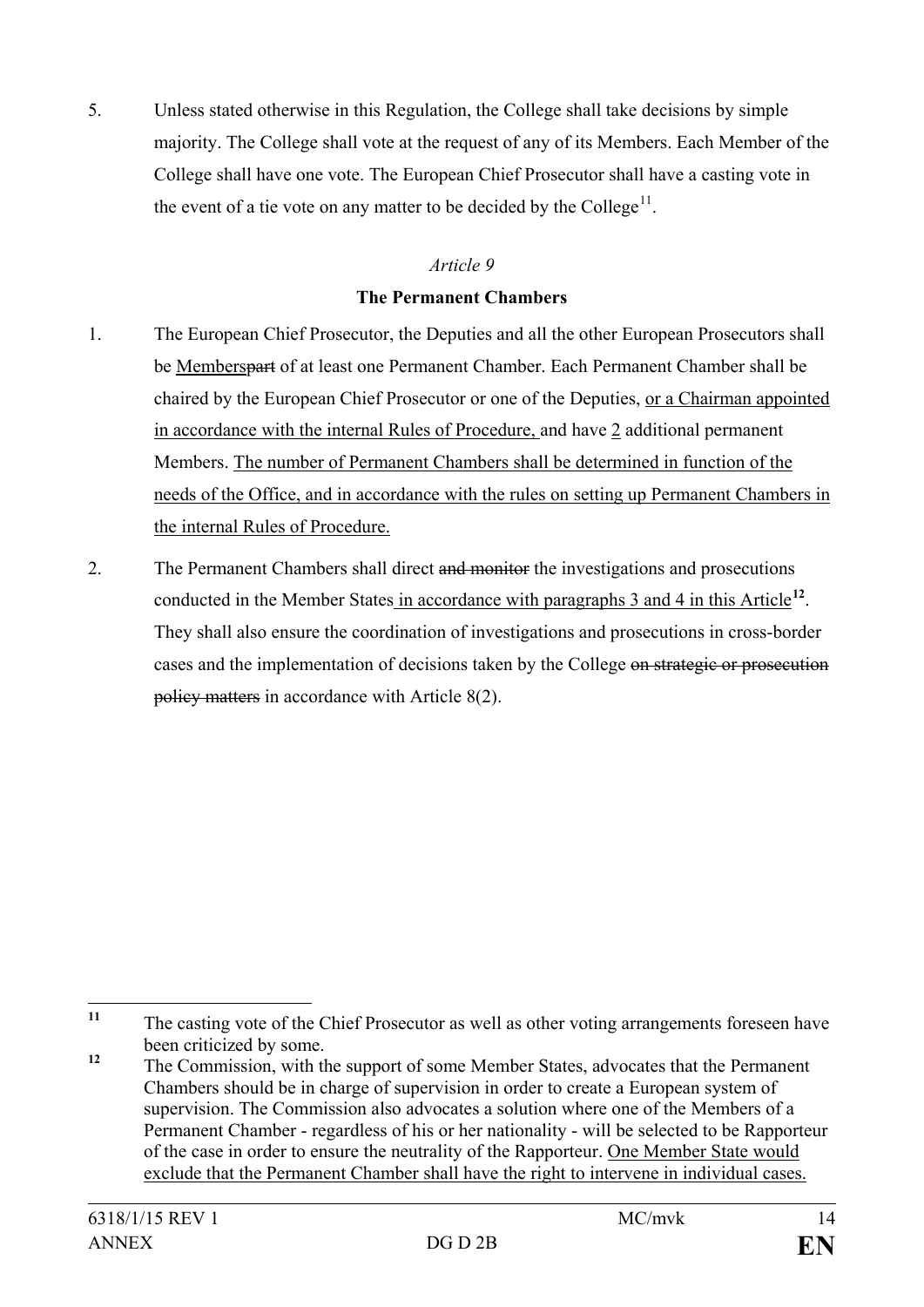5. Unless stated otherwise in this Regulation, the College shall take decisions by simple majority. The College shall vote at the request of any of its Members. Each Member of the College shall have one vote. The European Chief Prosecutor shall have a casting vote in the event of a tie vote on any matter to be decided by the College[11].

*Article 9*

**The Permanent Chambers**

1. The European Chief Prosecutor, the Deputies and all the other European Prosecutors shall be <u>Members</u>~~part~~ of at least one Permanent Chamber. Each Permanent Chamber shall be chaired by the European Chief Prosecutor or one of the Deputies, <u>or a Chairman appointed in accordance with the internal Rules of Procedure,</u> and have <u>2</u> additional permanent Members. <u>The number of Permanent Chambers shall be determined in function of the needs of the Office, and in accordance with the rules on setting up Permanent Chambers in the internal Rules of Procedure.</u>

2. The Permanent Chambers shall direct ~~and monitor~~ the investigations and prosecutions conducted in the Member States <u>in accordance with paragraphs 3 and 4 in this Article</u>[12]. They shall also ensure the coordination of investigations and prosecutions in cross-border cases and the implementation of decisions taken by the College ~~on strategic or prosecution policy matters~~ in accordance with Article 8(2).

---

[11] The casting vote of the Chief Prosecutor as well as other voting arrangements foreseen have been criticized by some.

[12] The Commission, with the support of some Member States, advocates that the Permanent Chambers should be in charge of supervision in order to create a European system of supervision. The Commission also advocates a solution where one of the Members of a Permanent Chamber - regardless of his or her nationality - will be selected to be Rapporteur of the case in order to ensure the neutrality of the Rapporteur. <u>One Member State would exclude that the Permanent Chamber shall have the right to intervene in individual cases.</u>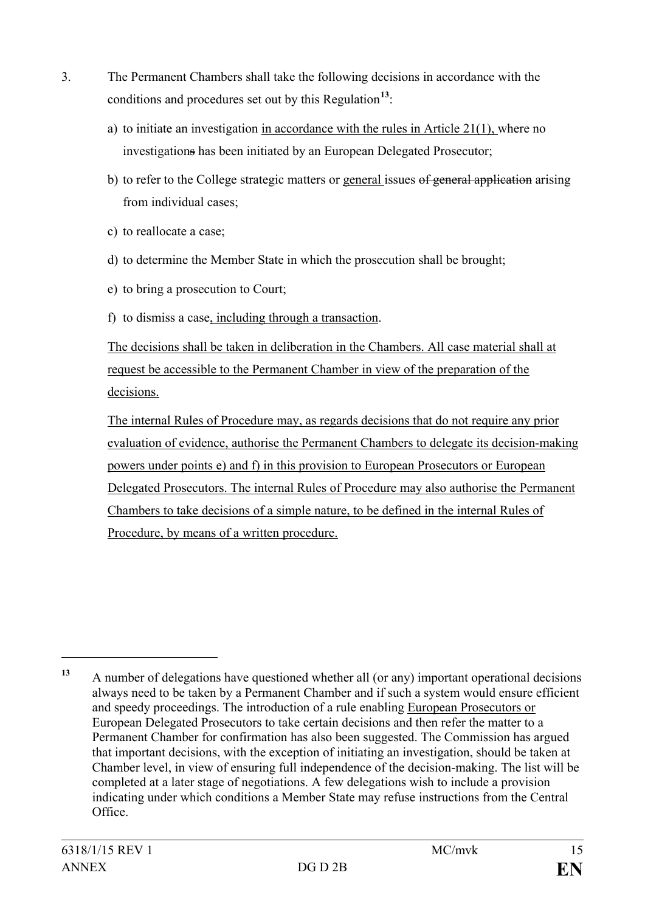3. The Permanent Chambers shall take the following decisions in accordance with the conditions and procedures set out by this Regulation[13]:

   a) to initiate an investigation <u>in accordance with the rules in Article 21(1),</u> where no investigation~~s~~ has been initiated by an European Delegated Prosecutor;

   b) to refer to the College strategic matters or <u>general</u> issues ~~of general application~~ arising from individual cases;

   c) to reallocate a case;

   d) to determine the Member State in which the prosecution shall be brought;

   e) to bring a prosecution to Court;

   f) to dismiss a case<u>, including through a transaction</u>.

   <u>The decisions shall be taken in deliberation in the Chambers. All case material shall at request be accessible to the Permanent Chamber in view of the preparation of the decisions.</u>

   <u>The internal Rules of Procedure may, as regards decisions that do not require any prior evaluation of evidence, authorise the Permanent Chambers to delegate its decision-making powers under points e) and f) in this provision to European Prosecutors or European Delegated Prosecutors. The internal Rules of Procedure may also authorise the Permanent Chambers to take decisions of a simple nature, to be defined in the internal Rules of Procedure, by means of a written procedure.</u>

---

[13] A number of delegations have questioned whether all (or any) important operational decisions always need to be taken by a Permanent Chamber and if such a system would ensure efficient and speedy proceedings. The introduction of a rule enabling <u>European Prosecutors or</u> European Delegated Prosecutors to take certain decisions and then refer the matter to a Permanent Chamber for confirmation has also been suggested. The Commission has argued that important decisions, with the exception of initiating an investigation, should be taken at Chamber level, in view of ensuring full independence of the decision-making. The list will be completed at a later stage of negotiations. A few delegations wish to include a provision indicating under which conditions a Member State may refuse instructions from the Central Office.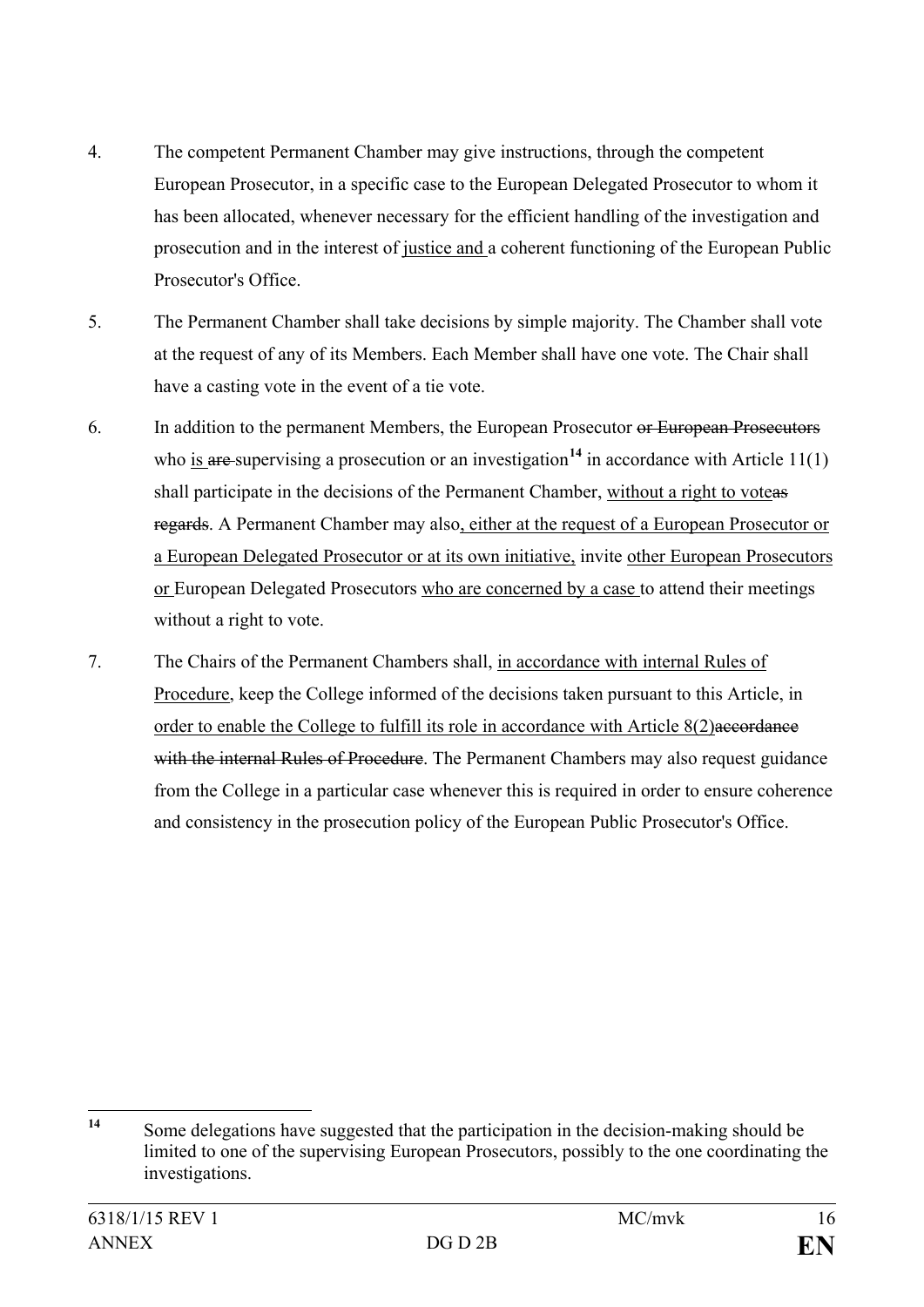4. The competent Permanent Chamber may give instructions, through the competent European Prosecutor, in a specific case to the European Delegated Prosecutor to whom it has been allocated, whenever necessary for the efficient handling of the investigation and prosecution and in the interest of justice and a coherent functioning of the European Public Prosecutor's Office.

5. The Permanent Chamber shall take decisions by simple majority. The Chamber shall vote at the request of any of its Members. Each Member shall have one vote. The Chair shall have a casting vote in the event of a tie vote.

6. In addition to the permanent Members, the European Prosecutor ~~or European Prosecutors~~ who is ~~are~~ supervising a prosecution or an investigation[14] in accordance with Article 11(1) shall participate in the decisions of the Permanent Chamber, without a right to vote~~as regards~~. A Permanent Chamber may also, either at the request of a European Prosecutor or a European Delegated Prosecutor or at its own initiative, invite other European Prosecutors or European Delegated Prosecutors who are concerned by a case to attend their meetings without a right to vote.

7. The Chairs of the Permanent Chambers shall, in accordance with internal Rules of Procedure, keep the College informed of the decisions taken pursuant to this Article, in order to enable the College to fulfill its role in accordance with Article 8(2)~~accordance with the internal Rules of Procedure~~. The Permanent Chambers may also request guidance from the College in a particular case whenever this is required in order to ensure coherence and consistency in the prosecution policy of the European Public Prosecutor's Office.

---

[14] Some delegations have suggested that the participation in the decision-making should be limited to one of the supervising European Prosecutors, possibly to the one coordinating the investigations.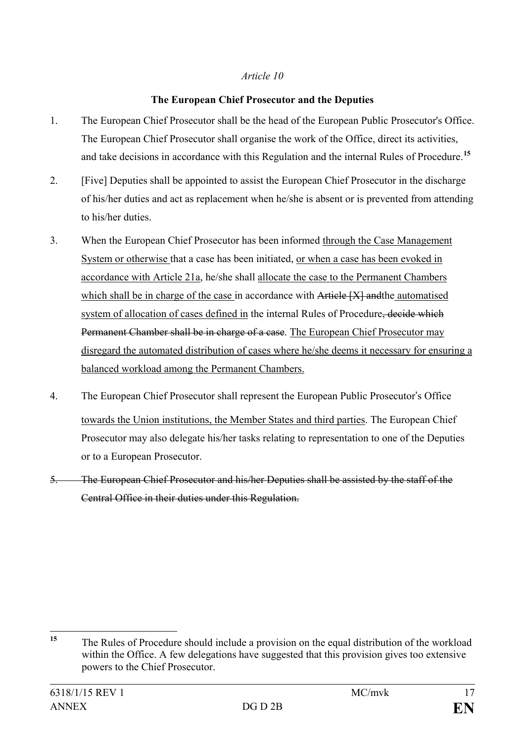*Article 10*

**The European Chief Prosecutor and the Deputies**

1. The European Chief Prosecutor shall be the head of the European Public Prosecutor's Office. The European Chief Prosecutor shall organise the work of the Office, direct its activities, and take decisions in accordance with this Regulation and the internal Rules of Procedure.[15]

2. [Five] Deputies shall be appointed to assist the European Chief Prosecutor in the discharge of his/her duties and act as replacement when he/she is absent or is prevented from attending to his/her duties.

3. When the European Chief Prosecutor has been informed through the Case Management System or otherwise that a case has been initiated, or when a case has been evoked in accordance with Article 21a, he/she shall allocate the case to the Permanent Chambers which shall be in charge of the case in accordance with ~~Article [X] and~~the automatised system of allocation of cases defined in the internal Rules of Procedure~~, decide which Permanent Chamber shall be in charge of a case~~. The European Chief Prosecutor may disregard the automated distribution of cases where he/she deems it necessary for ensuring a balanced workload among the Permanent Chambers.

4. The European Chief Prosecutor shall represent the European Public Prosecutor's Office towards the Union institutions, the Member States and third parties. The European Chief Prosecutor may also delegate his/her tasks relating to representation to one of the Deputies or to a European Prosecutor.

~~5. The European Chief Prosecutor and his/her Deputies shall be assisted by the staff of the Central Office in their duties under this Regulation.~~

---

[15] The Rules of Procedure should include a provision on the equal distribution of the workload within the Office. A few delegations have suggested that this provision gives too extensive powers to the Chief Prosecutor.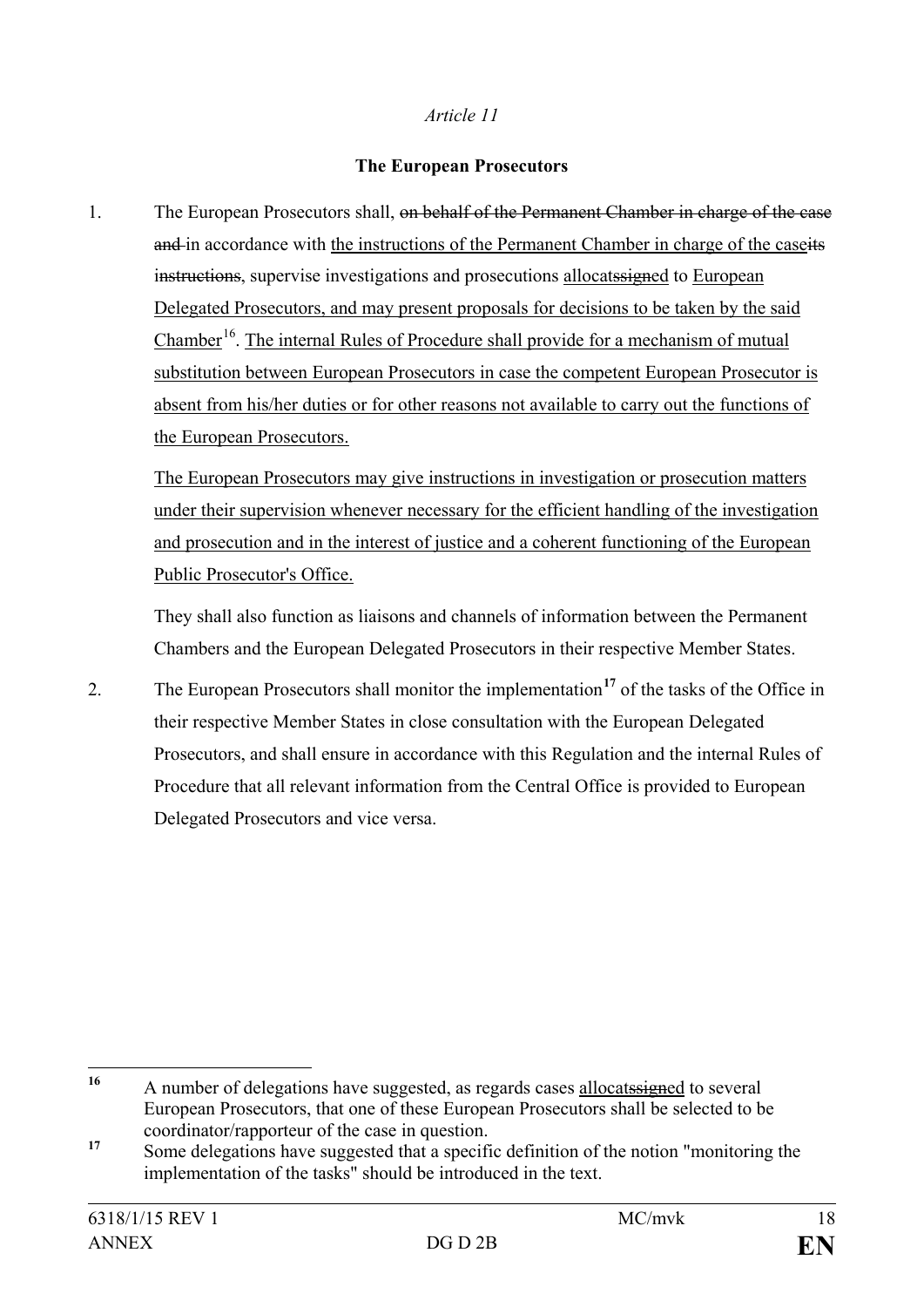*Article 11*

**The European Prosecutors**

1. The European Prosecutors shall, ~~on behalf of the Permanent Chamber in charge of the case and~~ in accordance with <u>the instructions of the Permanent Chamber in charge of the case</u>~~its instructions~~, supervise investigations and prosecutions <u>allocat</u>~~ssigned~~ to <u>European Delegated Prosecutors, and may present proposals for decisions to be taken by the said Chamber</u>[16]. <u>The internal Rules of Procedure shall provide for a mechanism of mutual substitution between European Prosecutors in case the competent European Prosecutor is absent from his/her duties or for other reasons not available to carry out the functions of the European Prosecutors.</u>

   <u>The European Prosecutors may give instructions in investigation or prosecution matters under their supervision whenever necessary for the efficient handling of the investigation and prosecution and in the interest of justice and a coherent functioning of the European Public Prosecutor's Office.</u>

   They shall also function as liaisons and channels of information between the Permanent Chambers and the European Delegated Prosecutors in their respective Member States.

2. The European Prosecutors shall monitor the implementation[17] of the tasks of the Office in their respective Member States in close consultation with the European Delegated Prosecutors, and shall ensure in accordance with this Regulation and the internal Rules of Procedure that all relevant information from the Central Office is provided to European Delegated Prosecutors and vice versa.

---

[16] A number of delegations have suggested, as regards cases <u>allocat</u>~~ssigned~~ to several European Prosecutors, that one of these European Prosecutors shall be selected to be coordinator/rapporteur of the case in question.

[17] Some delegations have suggested that a specific definition of the notion "monitoring the implementation of the tasks" should be introduced in the text.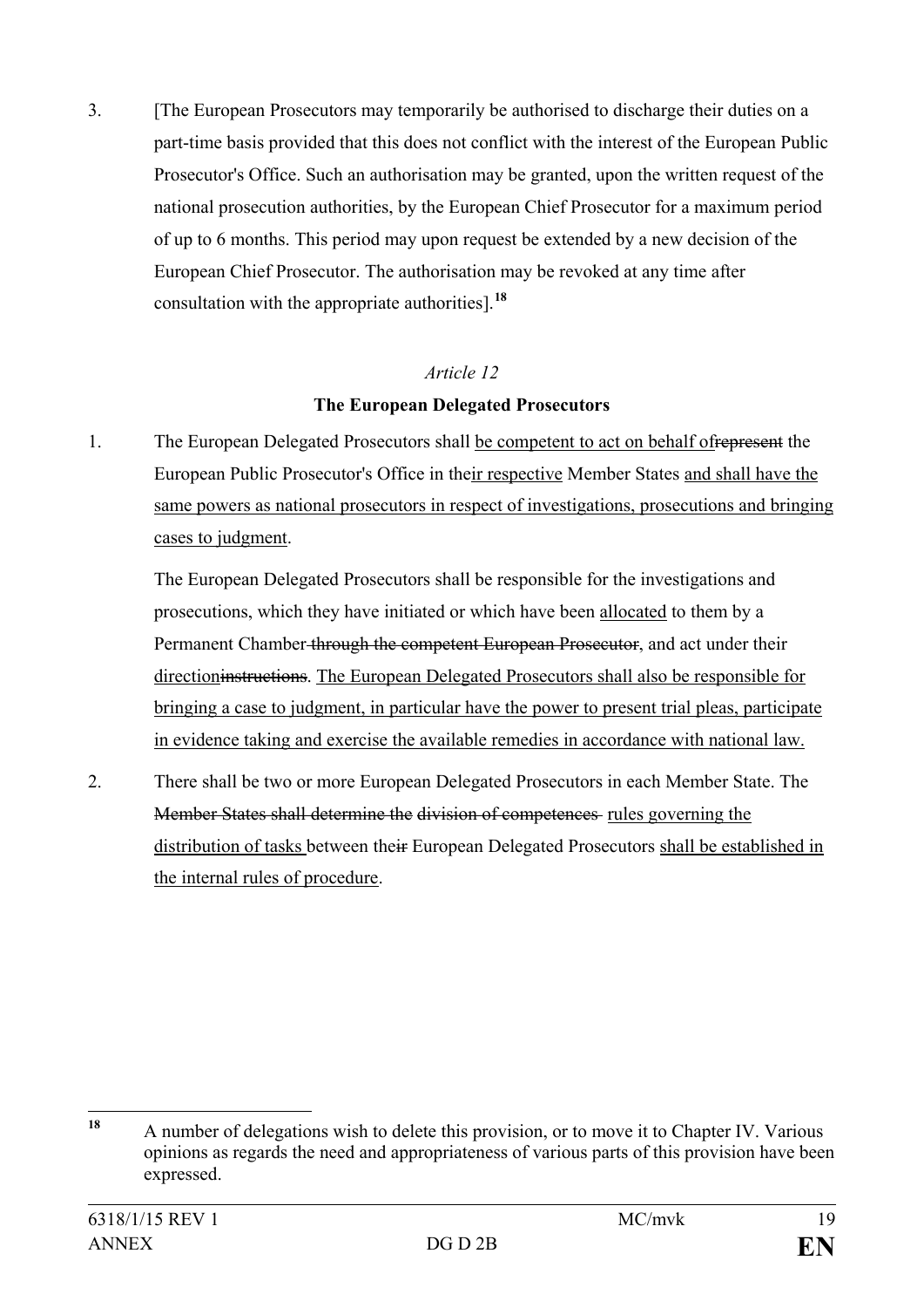3. [The European Prosecutors may temporarily be authorised to discharge their duties on a part-time basis provided that this does not conflict with the interest of the European Public Prosecutor's Office. Such an authorisation may be granted, upon the written request of the national prosecution authorities, by the European Chief Prosecutor for a maximum period of up to 6 months. This period may upon request be extended by a new decision of the European Chief Prosecutor. The authorisation may be revoked at any time after consultation with the appropriate authorities].[18]

*Article 12*

**The European Delegated Prosecutors**

1. The European Delegated Prosecutors shall <u>be competent to act on behalf of</u>~~represent~~ the European Public Prosecutor's Office in the<u>ir respective</u> Member States <u>and shall have the same powers as national prosecutors in respect of investigations, prosecutions and bringing cases to judgment</u>.

   The European Delegated Prosecutors shall be responsible for the investigations and prosecutions, which they have initiated or which have been <u>allocated</u> to them by a Permanent Chamber ~~through the competent European Prosecutor~~, and act under their <u>direction</u>~~instructions~~. <u>The European Delegated Prosecutors shall also be responsible for bringing a case to judgment, in particular have the power to present trial pleas, participate in evidence taking and exercise the available remedies in accordance with national law.</u>

2. There shall be two or more European Delegated Prosecutors in each Member State. The ~~Member States shall determine the division of competences~~ <u>rules governing the distribution of tasks</u> between the~~ir~~ European Delegated Prosecutors <u>shall be established in the internal rules of procedure</u>.

[18] A number of delegations wish to delete this provision, or to move it to Chapter IV. Various opinions as regards the need and appropriateness of various parts of this provision have been expressed.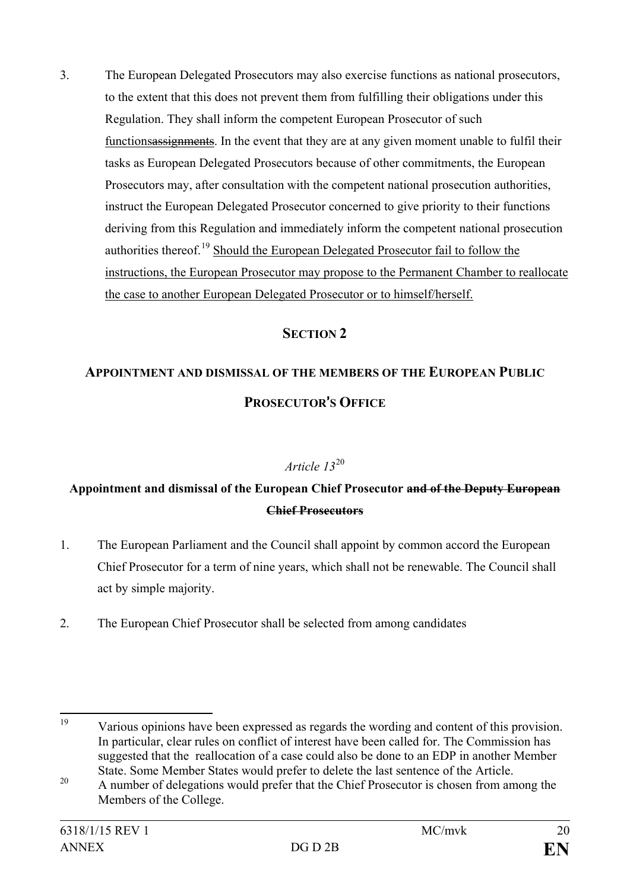3. The European Delegated Prosecutors may also exercise functions as national prosecutors, to the extent that this does not prevent them from fulfilling their obligations under this Regulation. They shall inform the competent European Prosecutor of such <u>functions</u>~~assignments~~. In the event that they are at any given moment unable to fulfil their tasks as European Delegated Prosecutors because of other commitments, the European Prosecutors may, after consultation with the competent national prosecution authorities, instruct the European Delegated Prosecutor concerned to give priority to their functions deriving from this Regulation and immediately inform the competent national prosecution authorities thereof.[19] <u>Should the European Delegated Prosecutor fail to follow the instructions, the European Prosecutor may propose to the Permanent Chamber to reallocate the case to another European Delegated Prosecutor or to himself/herself.</u>

## SECTION 2

## APPOINTMENT AND DISMISSAL OF THE MEMBERS OF THE EUROPEAN PUBLIC PROSECUTOR'S OFFICE

### *Article 13*[20]

**Appointment and dismissal of the European Chief Prosecutor ~~and of the Deputy European Chief Prosecutors~~**

1. The European Parliament and the Council shall appoint by common accord the European Chief Prosecutor for a term of nine years, which shall not be renewable. The Council shall act by simple majority.

2. The European Chief Prosecutor shall be selected from among candidates

---

[19] Various opinions have been expressed as regards the wording and content of this provision. In particular, clear rules on conflict of interest have been called for. The Commission has suggested that the reallocation of a case could also be done to an EDP in another Member State. Some Member States would prefer to delete the last sentence of the Article.

[20] A number of delegations would prefer that the Chief Prosecutor is chosen from among the Members of the College.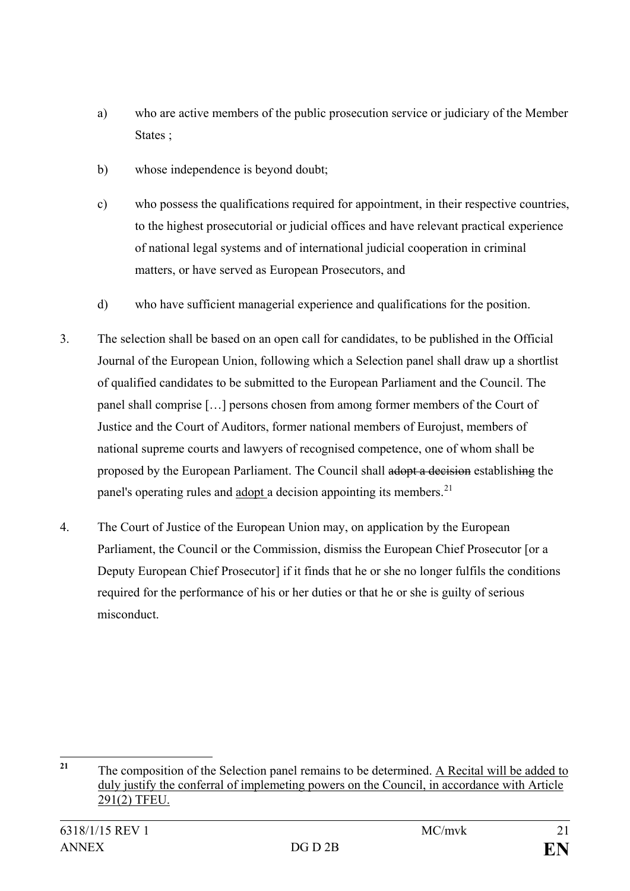a) who are active members of the public prosecution service or judiciary of the Member States ;

b) whose independence is beyond doubt;

c) who possess the qualifications required for appointment, in their respective countries, to the highest prosecutorial or judicial offices and have relevant practical experience of national legal systems and of international judicial cooperation in criminal matters, or have served as European Prosecutors, and

d) who have sufficient managerial experience and qualifications for the position.

3. The selection shall be based on an open call for candidates, to be published in the Official Journal of the European Union, following which a Selection panel shall draw up a shortlist of qualified candidates to be submitted to the European Parliament and the Council. The panel shall comprise […] persons chosen from among former members of the Court of Justice and the Court of Auditors, former national members of Eurojust, members of national supreme courts and lawyers of recognised competence, one of whom shall be proposed by the European Parliament. The Council shall ~~adopt a decision~~ establish~~ing~~ the panel's operating rules and <u>adopt</u> a decision appointing its members.[21]

4. The Court of Justice of the European Union may, on application by the European Parliament, the Council or the Commission, dismiss the European Chief Prosecutor [or a Deputy European Chief Prosecutor] if it finds that he or she no longer fulfils the conditions required for the performance of his or her duties or that he or she is guilty of serious misconduct.

---

[21] The composition of the Selection panel remains to be determined. <u>A Recital will be added to duly justify the conferral of implemeting powers on the Council, in accordance with Article 291(2) TFEU.</u>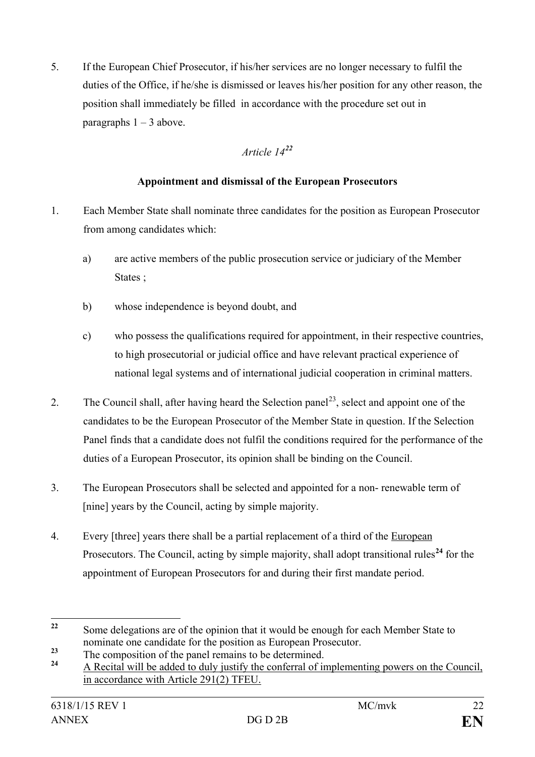5. If the European Chief Prosecutor, if his/her services are no longer necessary to fulfil the duties of the Office, if he/she is dismissed or leaves his/her position for any other reason, the position shall immediately be filled in accordance with the procedure set out in paragraphs 1 – 3 above.

*Article 14*[22]

**Appointment and dismissal of the European Prosecutors**

1. Each Member State shall nominate three candidates for the position as European Prosecutor from among candidates which:

   a) are active members of the public prosecution service or judiciary of the Member States ;

   b) whose independence is beyond doubt, and

   c) who possess the qualifications required for appointment, in their respective countries, to high prosecutorial or judicial office and have relevant practical experience of national legal systems and of international judicial cooperation in criminal matters.

2. The Council shall, after having heard the Selection panel[23], select and appoint one of the candidates to be the European Prosecutor of the Member State in question. If the Selection Panel finds that a candidate does not fulfil the conditions required for the performance of the duties of a European Prosecutor, its opinion shall be binding on the Council.

3. The European Prosecutors shall be selected and appointed for a non- renewable term of [nine] years by the Council, acting by simple majority.

4. Every [three] years there shall be a partial replacement of a third of the European Prosecutors. The Council, acting by simple majority, shall adopt transitional rules[24] for the appointment of European Prosecutors for and during their first mandate period.

---

[22] Some delegations are of the opinion that it would be enough for each Member State to nominate one candidate for the position as European Prosecutor.

[23] The composition of the panel remains to be determined.

[24] A Recital will be added to duly justify the conferral of implementing powers on the Council, in accordance with Article 291(2) TFEU.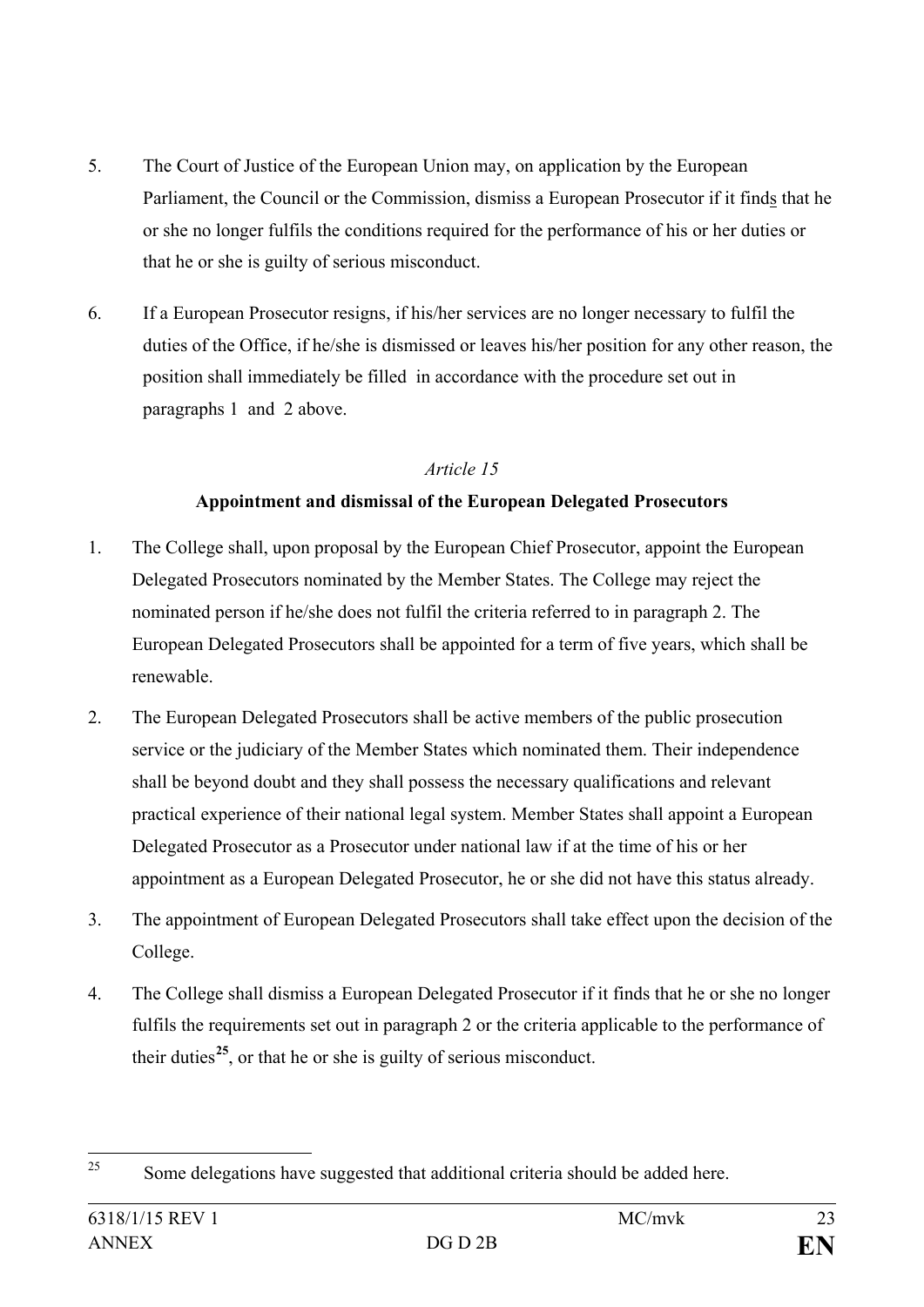5. The Court of Justice of the European Union may, on application by the European Parliament, the Council or the Commission, dismiss a European Prosecutor if it finds that he or she no longer fulfils the conditions required for the performance of his or her duties or that he or she is guilty of serious misconduct.

6. If a European Prosecutor resigns, if his/her services are no longer necessary to fulfil the duties of the Office, if he/she is dismissed or leaves his/her position for any other reason, the position shall immediately be filled in accordance with the procedure set out in paragraphs 1 and 2 above.

*Article 15*

**Appointment and dismissal of the European Delegated Prosecutors**

1. The College shall, upon proposal by the European Chief Prosecutor, appoint the European Delegated Prosecutors nominated by the Member States. The College may reject the nominated person if he/she does not fulfil the criteria referred to in paragraph 2. The European Delegated Prosecutors shall be appointed for a term of five years, which shall be renewable.

2. The European Delegated Prosecutors shall be active members of the public prosecution service or the judiciary of the Member States which nominated them. Their independence shall be beyond doubt and they shall possess the necessary qualifications and relevant practical experience of their national legal system. Member States shall appoint a European Delegated Prosecutor as a Prosecutor under national law if at the time of his or her appointment as a European Delegated Prosecutor, he or she did not have this status already.

3. The appointment of European Delegated Prosecutors shall take effect upon the decision of the College.

4. The College shall dismiss a European Delegated Prosecutor if it finds that he or she no longer fulfils the requirements set out in paragraph 2 or the criteria applicable to the performance of their duties[25], or that he or she is guilty of serious misconduct.

[25] Some delegations have suggested that additional criteria should be added here.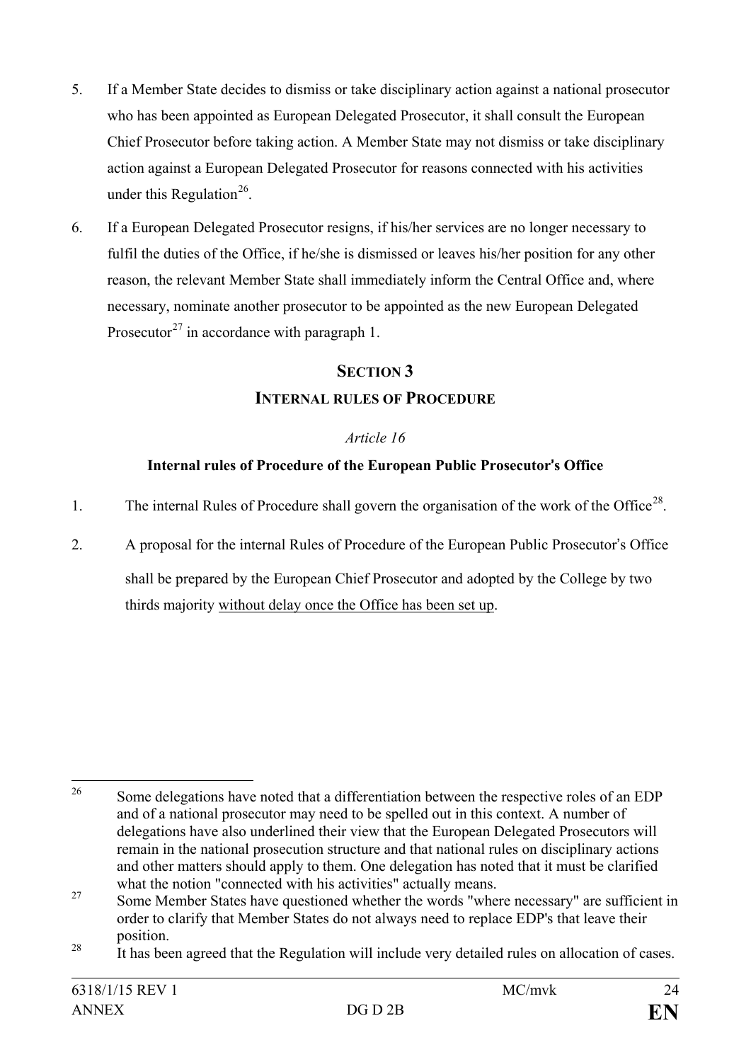5. If a Member State decides to dismiss or take disciplinary action against a national prosecutor who has been appointed as European Delegated Prosecutor, it shall consult the European Chief Prosecutor before taking action. A Member State may not dismiss or take disciplinary action against a European Delegated Prosecutor for reasons connected with his activities under this Regulation[26].

6. If a European Delegated Prosecutor resigns, if his/her services are no longer necessary to fulfil the duties of the Office, if he/she is dismissed or leaves his/her position for any other reason, the relevant Member State shall immediately inform the Central Office and, where necessary, nominate another prosecutor to be appointed as the new European Delegated Prosecutor[27] in accordance with paragraph 1.

## SECTION 3
## INTERNAL RULES OF PROCEDURE

*Article 16*

**Internal rules of Procedure of the European Public Prosecutor's Office**

1. The internal Rules of Procedure shall govern the organisation of the work of the Office[28].

2. A proposal for the internal Rules of Procedure of the European Public Prosecutor's Office shall be prepared by the European Chief Prosecutor and adopted by the College by two thirds majority without delay once the Office has been set up.

---

[26] Some delegations have noted that a differentiation between the respective roles of an EDP and of a national prosecutor may need to be spelled out in this context. A number of delegations have also underlined their view that the European Delegated Prosecutors will remain in the national prosecution structure and that national rules on disciplinary actions and other matters should apply to them. One delegation has noted that it must be clarified what the notion "connected with his activities" actually means.

[27] Some Member States have questioned whether the words "where necessary" are sufficient in order to clarify that Member States do not always need to replace EDP's that leave their position.

[28] It has been agreed that the Regulation will include very detailed rules on allocation of cases.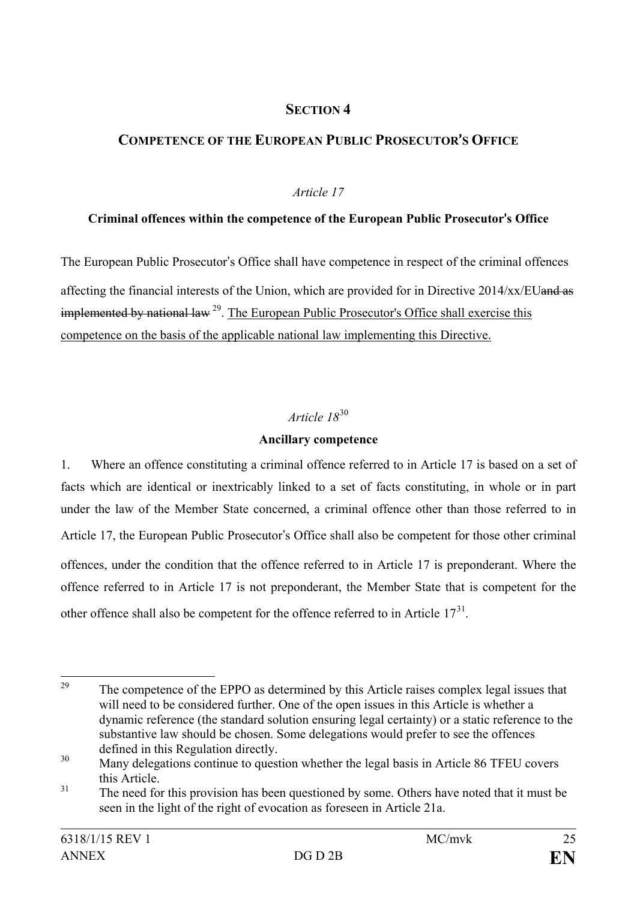## SECTION 4

## COMPETENCE OF THE EUROPEAN PUBLIC PROSECUTOR'S OFFICE

*Article 17*

**Criminal offences within the competence of the European Public Prosecutor's Office**

The European Public Prosecutor's Office shall have competence in respect of the criminal offences affecting the financial interests of the Union, which are provided for in Directive 2014/xx/EU~~and as implemented by national law~~ [29]. <u>The European Public Prosecutor's Office shall exercise this competence on the basis of the applicable national law implementing this Directive.</u>

*Article 18*[30]

**Ancillary competence**

1. Where an offence constituting a criminal offence referred to in Article 17 is based on a set of facts which are identical or inextricably linked to a set of facts constituting, in whole or in part under the law of the Member State concerned, a criminal offence other than those referred to in Article 17, the European Public Prosecutor's Office shall also be competent for those other criminal offences, under the condition that the offence referred to in Article 17 is preponderant. Where the offence referred to in Article 17 is not preponderant, the Member State that is competent for the other offence shall also be competent for the offence referred to in Article 17[31].

---

[29] The competence of the EPPO as determined by this Article raises complex legal issues that will need to be considered further. One of the open issues in this Article is whether a dynamic reference (the standard solution ensuring legal certainty) or a static reference to the substantive law should be chosen. Some delegations would prefer to see the offences defined in this Regulation directly.

[30] Many delegations continue to question whether the legal basis in Article 86 TFEU covers this Article.

[31] The need for this provision has been questioned by some. Others have noted that it must be seen in the light of the right of evocation as foreseen in Article 21a.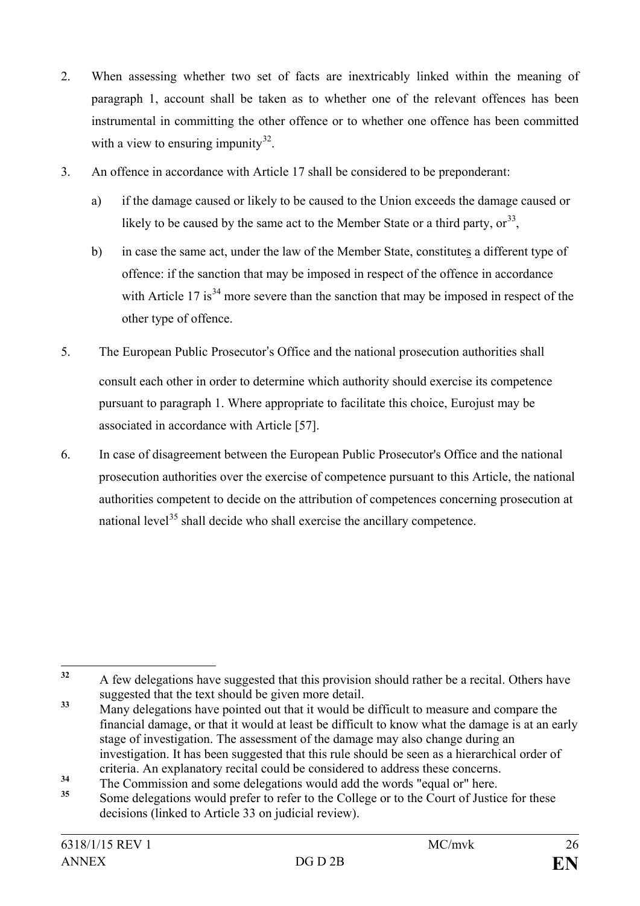2. When assessing whether two set of facts are inextricably linked within the meaning of paragraph 1, account shall be taken as to whether one of the relevant offences has been instrumental in committing the other offence or to whether one offence has been committed with a view to ensuring impunity[32].

3. An offence in accordance with Article 17 shall be considered to be preponderant:

   a) if the damage caused or likely to be caused to the Union exceeds the damage caused or likely to be caused by the same act to the Member State or a third party, or[33],

   b) in case the same act, under the law of the Member State, constitutes a different type of offence: if the sanction that may be imposed in respect of the offence in accordance with Article 17 is[34] more severe than the sanction that may be imposed in respect of the other type of offence.

5. The European Public Prosecutor's Office and the national prosecution authorities shall consult each other in order to determine which authority should exercise its competence pursuant to paragraph 1. Where appropriate to facilitate this choice, Eurojust may be associated in accordance with Article [57].

6. In case of disagreement between the European Public Prosecutor's Office and the national prosecution authorities over the exercise of competence pursuant to this Article, the national authorities competent to decide on the attribution of competences concerning prosecution at national level[35] shall decide who shall exercise the ancillary competence.

---

[32] A few delegations have suggested that this provision should rather be a recital. Others have suggested that the text should be given more detail.

[33] Many delegations have pointed out that it would be difficult to measure and compare the financial damage, or that it would at least be difficult to know what the damage is at an early stage of investigation. The assessment of the damage may also change during an investigation. It has been suggested that this rule should be seen as a hierarchical order of criteria. An explanatory recital could be considered to address these concerns.

[34] The Commission and some delegations would add the words "equal or" here.

[35] Some delegations would prefer to refer to the College or to the Court of Justice for these decisions (linked to Article 33 on judicial review).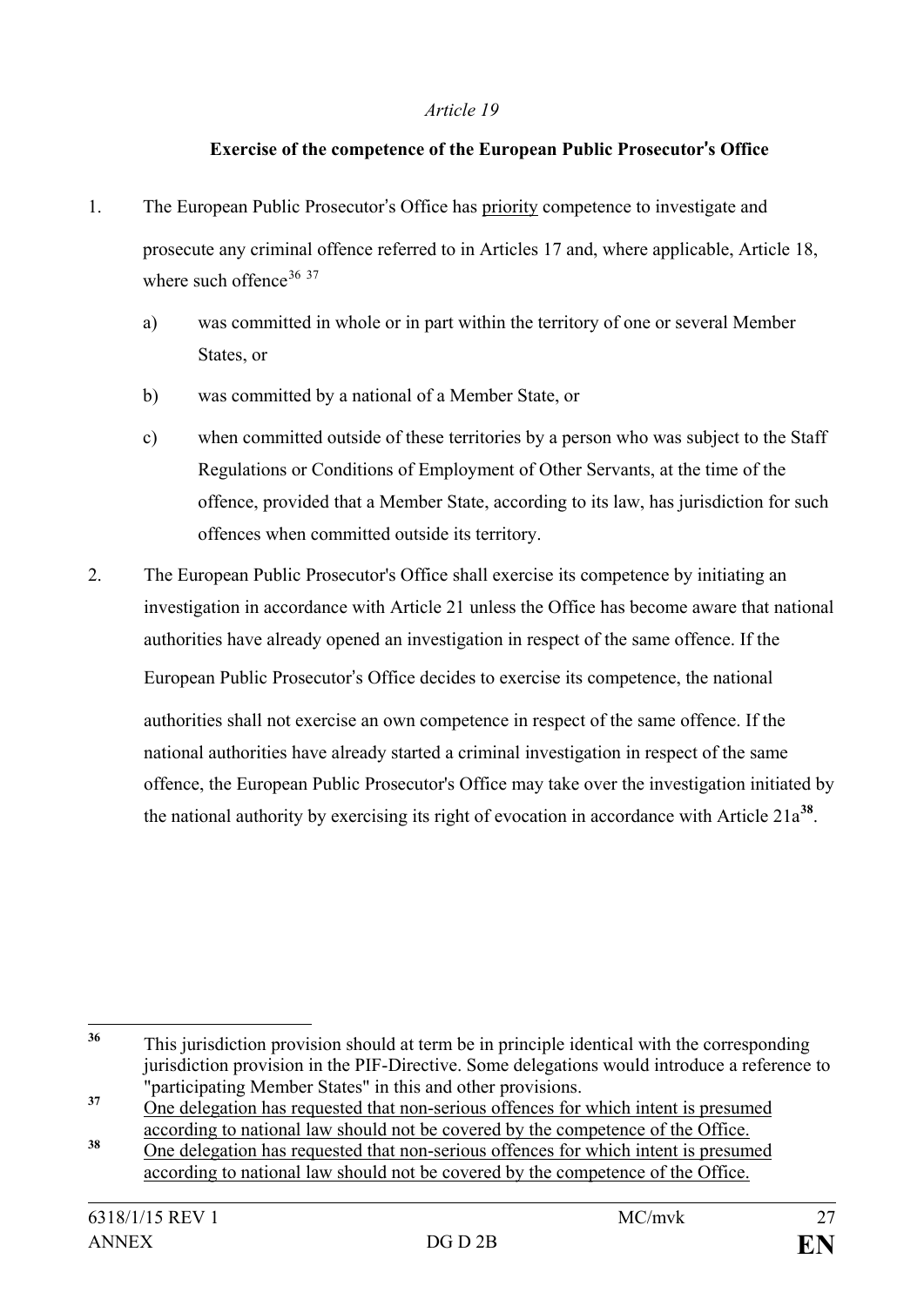*Article 19*

**Exercise of the competence of the European Public Prosecutor's Office**

1. The European Public Prosecutor's Office has <u>priority</u> competence to investigate and prosecute any criminal offence referred to in Articles 17 and, where applicable, Article 18, where such offence[36] [37]

   a) was committed in whole or in part within the territory of one or several Member States, or

   b) was committed by a national of a Member State, or

   c) when committed outside of these territories by a person who was subject to the Staff Regulations or Conditions of Employment of Other Servants, at the time of the offence, provided that a Member State, according to its law, has jurisdiction for such offences when committed outside its territory.

2. The European Public Prosecutor's Office shall exercise its competence by initiating an investigation in accordance with Article 21 unless the Office has become aware that national authorities have already opened an investigation in respect of the same offence. If the European Public Prosecutor's Office decides to exercise its competence, the national authorities shall not exercise an own competence in respect of the same offence. If the national authorities have already started a criminal investigation in respect of the same offence, the European Public Prosecutor's Office may take over the investigation initiated by the national authority by exercising its right of evocation in accordance with Article 21a[38].

---

[36] This jurisdiction provision should at term be in principle identical with the corresponding jurisdiction provision in the PIF-Directive. Some delegations would introduce a reference to "participating Member States" in this and other provisions.

[37] <u>One delegation has requested that non-serious offences for which intent is presumed according to national law should not be covered by the competence of the Office.</u>

[38] <u>One delegation has requested that non-serious offences for which intent is presumed according to national law should not be covered by the competence of the Office.</u>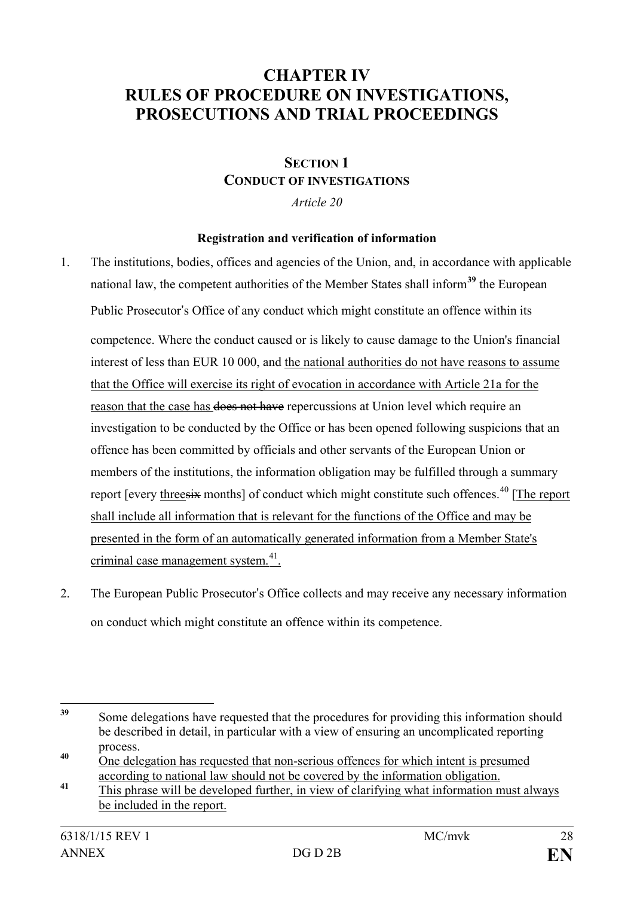# CHAPTER IV
# RULES OF PROCEDURE ON INVESTIGATIONS, PROSECUTIONS AND TRIAL PROCEEDINGS

## SECTION 1
## CONDUCT OF INVESTIGATIONS

*Article 20*

**Registration and verification of information**

1. The institutions, bodies, offices and agencies of the Union, and, in accordance with applicable national law, the competent authorities of the Member States shall inform[39] the European Public Prosecutor's Office of any conduct which might constitute an offence within its competence. Where the conduct caused or is likely to cause damage to the Union's financial interest of less than EUR 10 000, and the national authorities do not have reasons to assume that the Office will exercise its right of evocation in accordance with Article 21a for the reason that the case has ~~does not have~~ repercussions at Union level which require an investigation to be conducted by the Office or has been opened following suspicions that an offence has been committed by officials and other servants of the European Union or members of the institutions, the information obligation may be fulfilled through a summary report [every three~~six~~ months] of conduct which might constitute such offences.[40] [The report shall include all information that is relevant for the functions of the Office and may be presented in the form of an automatically generated information from a Member State's criminal case management system.[41].

2. The European Public Prosecutor's Office collects and may receive any necessary information on conduct which might constitute an offence within its competence.

---

[39] Some delegations have requested that the procedures for providing this information should be described in detail, in particular with a view of ensuring an uncomplicated reporting process.

[40] One delegation has requested that non-serious offences for which intent is presumed according to national law should not be covered by the information obligation.

[41] This phrase will be developed further, in view of clarifying what information must always be included in the report.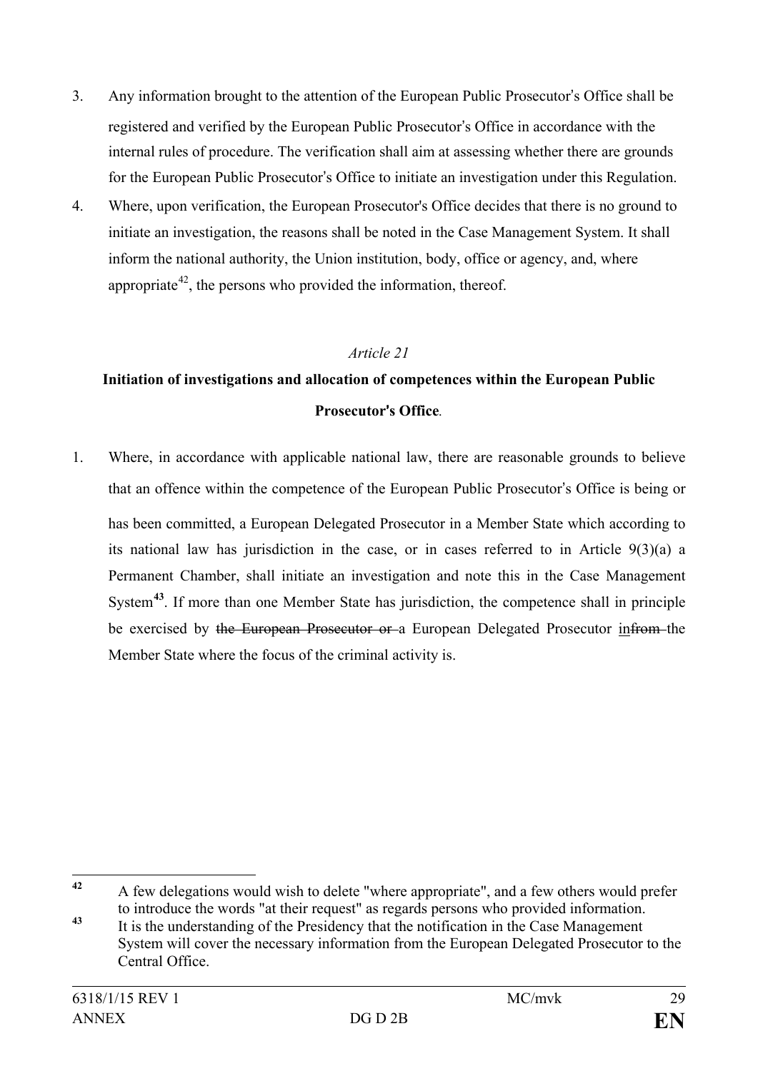3. Any information brought to the attention of the European Public Prosecutor's Office shall be registered and verified by the European Public Prosecutor's Office in accordance with the internal rules of procedure. The verification shall aim at assessing whether there are grounds for the European Public Prosecutor's Office to initiate an investigation under this Regulation.
4. Where, upon verification, the European Prosecutor's Office decides that there is no ground to initiate an investigation, the reasons shall be noted in the Case Management System. It shall inform the national authority, the Union institution, body, office or agency, and, where appropriate[42], the persons who provided the information, thereof.

*Article 21*

**Initiation of investigations and allocation of competences within the European Public Prosecutor's Office**.

1. Where, in accordance with applicable national law, there are reasonable grounds to believe that an offence within the competence of the European Public Prosecutor's Office is being or has been committed, a European Delegated Prosecutor in a Member State which according to its national law has jurisdiction in the case, or in cases referred to in Article 9(3)(a) a Permanent Chamber, shall initiate an investigation and note this in the Case Management System[43]. If more than one Member State has jurisdiction, the competence shall in principle be exercised by ~~the European Prosecutor or~~ a European Delegated Prosecutor in~~from~~ the Member State where the focus of the criminal activity is.

---

[42] A few delegations would wish to delete "where appropriate", and a few others would prefer to introduce the words "at their request" as regards persons who provided information.

[43] It is the understanding of the Presidency that the notification in the Case Management System will cover the necessary information from the European Delegated Prosecutor to the Central Office.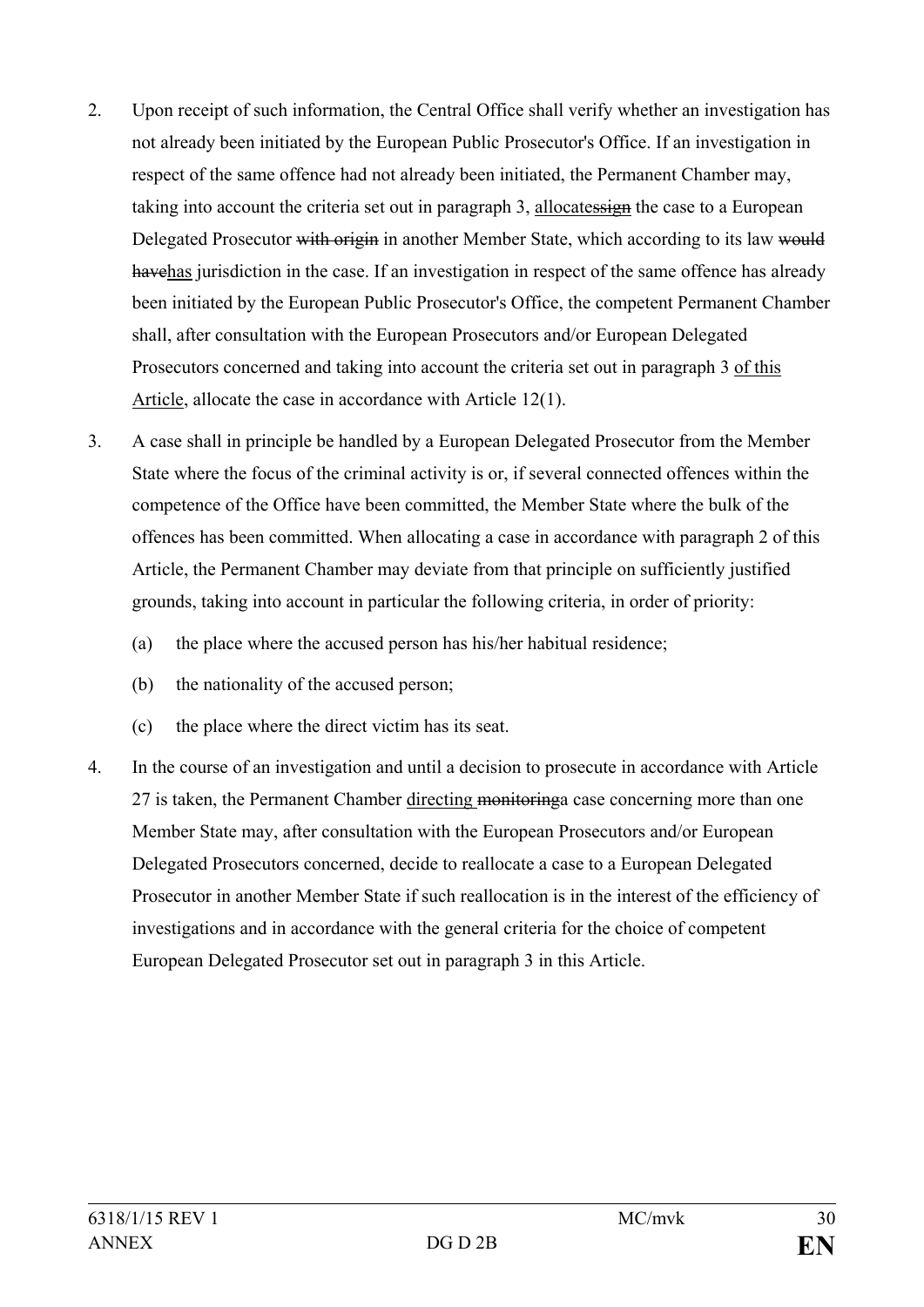2. Upon receipt of such information, the Central Office shall verify whether an investigation has not already been initiated by the European Public Prosecutor's Office. If an investigation in respect of the same offence had not already been initiated, the Permanent Chamber may, taking into account the criteria set out in paragraph 3, allocatessign the case to a European Delegated Prosecutor with origin in another Member State, which according to its law would havehas jurisdiction in the case. If an investigation in respect of the same offence has already been initiated by the European Public Prosecutor's Office, the competent Permanent Chamber shall, after consultation with the European Prosecutors and/or European Delegated Prosecutors concerned and taking into account the criteria set out in paragraph 3 of this Article, allocate the case in accordance with Article 12(1).

3. A case shall in principle be handled by a European Delegated Prosecutor from the Member State where the focus of the criminal activity is or, if several connected offences within the competence of the Office have been committed, the Member State where the bulk of the offences has been committed. When allocating a case in accordance with paragraph 2 of this Article, the Permanent Chamber may deviate from that principle on sufficiently justified grounds, taking into account in particular the following criteria, in order of priority:

   (a) the place where the accused person has his/her habitual residence;

   (b) the nationality of the accused person;

   (c) the place where the direct victim has its seat.

4. In the course of an investigation and until a decision to prosecute in accordance with Article 27 is taken, the Permanent Chamber directing monitoringa case concerning more than one Member State may, after consultation with the European Prosecutors and/or European Delegated Prosecutors concerned, decide to reallocate a case to a European Delegated Prosecutor in another Member State if such reallocation is in the interest of the efficiency of investigations and in accordance with the general criteria for the choice of competent European Delegated Prosecutor set out in paragraph 3 in this Article.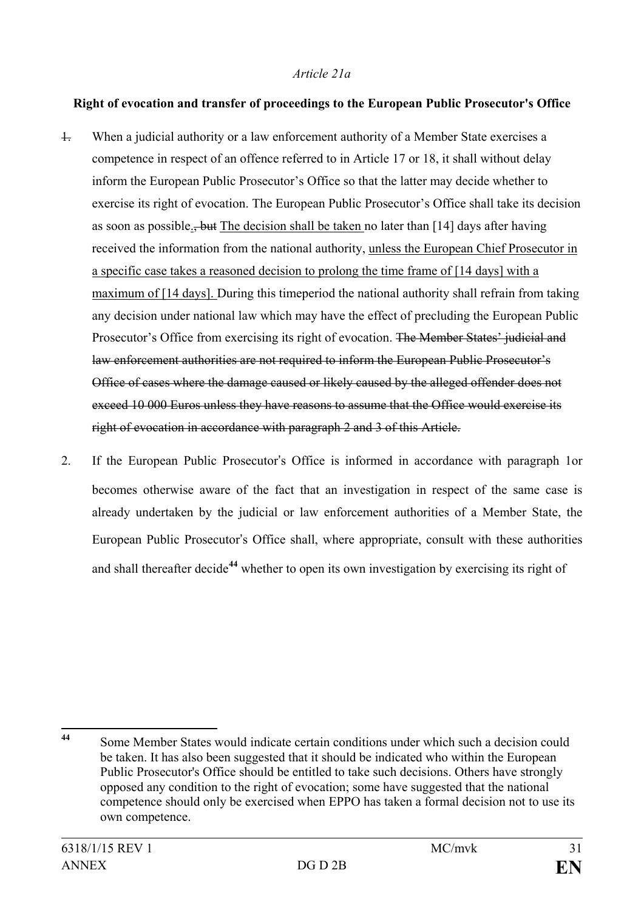*Article 21a*

**Right of evocation and transfer of proceedings to the European Public Prosecutor's Office**

1. When a judicial authority or a law enforcement authority of a Member State exercises a competence in respect of an offence referred to in Article 17 or 18, it shall without delay inform the European Public Prosecutor's Office so that the latter may decide whether to exercise its right of evocation. The European Public Prosecutor's Office shall take its decision as soon as possible.~~, but~~ The decision shall be taken no later than [14] days after having received the information from the national authority, unless the European Chief Prosecutor in a specific case takes a reasoned decision to prolong the time frame of [14 days] with a maximum of [14 days]. During this timeperiod the national authority shall refrain from taking any decision under national law which may have the effect of precluding the European Public Prosecutor's Office from exercising its right of evocation. ~~The Member States' judicial and law enforcement authorities are not required to inform the European Public Prosecutor's Office of cases where the damage caused or likely caused by the alleged offender does not exceed 10 000 Euros unless they have reasons to assume that the Office would exercise its right of evocation in accordance with paragraph 2 and 3 of this Article.~~

2. If the European Public Prosecutor's Office is informed in accordance with paragraph 1or becomes otherwise aware of the fact that an investigation in respect of the same case is already undertaken by the judicial or law enforcement authorities of a Member State, the European Public Prosecutor's Office shall, where appropriate, consult with these authorities and shall thereafter decide[44] whether to open its own investigation by exercising its right of

[44] Some Member States would indicate certain conditions under which such a decision could be taken. It has also been suggested that it should be indicated who within the European Public Prosecutor's Office should be entitled to take such decisions. Others have strongly opposed any condition to the right of evocation; some have suggested that the national competence should only be exercised when EPPO has taken a formal decision not to use its own competence.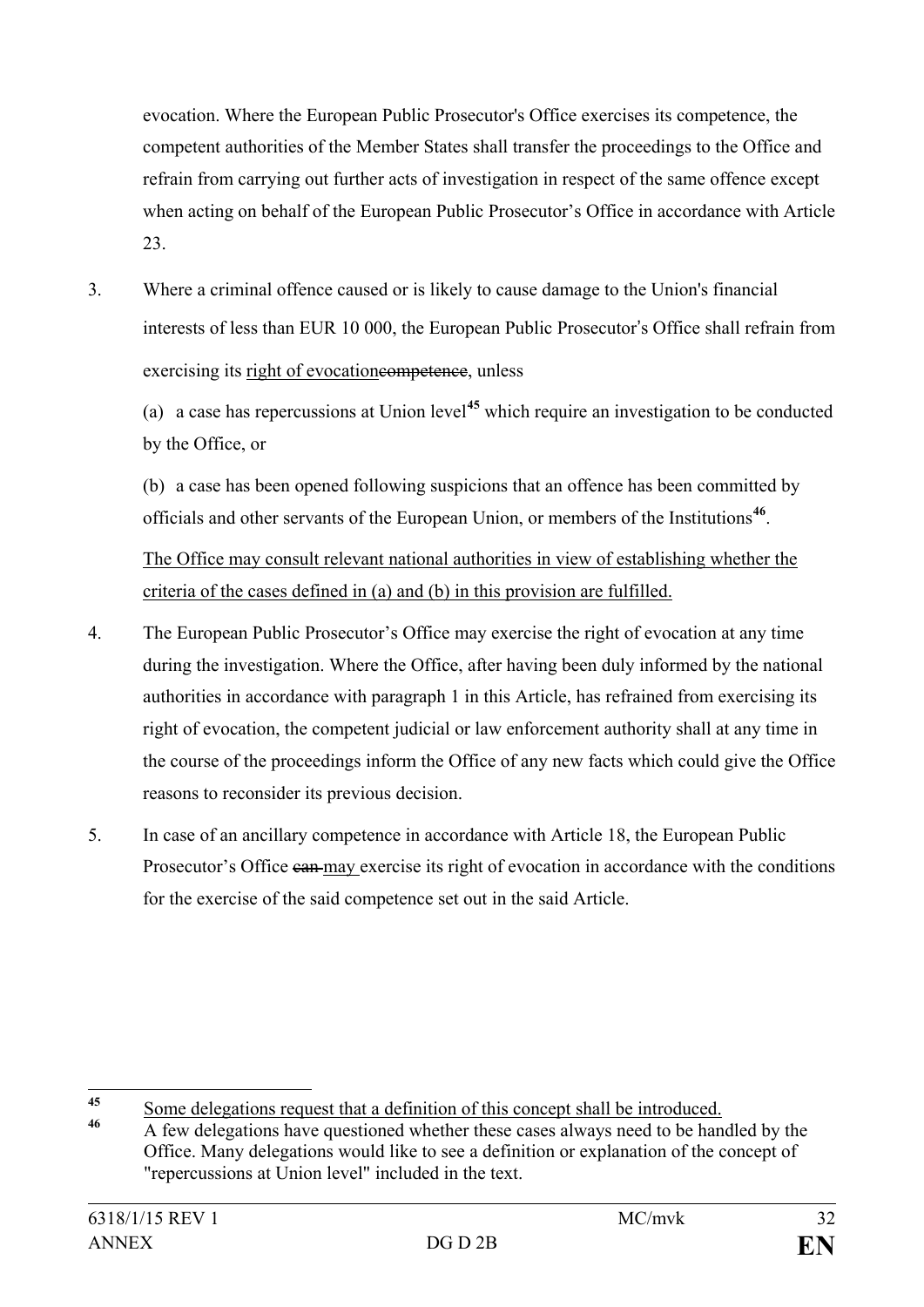evocation. Where the European Public Prosecutor's Office exercises its competence, the competent authorities of the Member States shall transfer the proceedings to the Office and refrain from carrying out further acts of investigation in respect of the same offence except when acting on behalf of the European Public Prosecutor's Office in accordance with Article 23.

3. Where a criminal offence caused or is likely to cause damage to the Union's financial interests of less than EUR 10 000, the European Public Prosecutor's Office shall refrain from exercising its <u>right of evocation</u>~~competence~~, unless

   (a) a case has repercussions at Union level[45] which require an investigation to be conducted by the Office, or

   (b) a case has been opened following suspicions that an offence has been committed by officials and other servants of the European Union, or members of the Institutions[46].

   <u>The Office may consult relevant national authorities in view of establishing whether the criteria of the cases defined in (a) and (b) in this provision are fulfilled.</u>

4. The European Public Prosecutor's Office may exercise the right of evocation at any time during the investigation. Where the Office, after having been duly informed by the national authorities in accordance with paragraph 1 in this Article, has refrained from exercising its right of evocation, the competent judicial or law enforcement authority shall at any time in the course of the proceedings inform the Office of any new facts which could give the Office reasons to reconsider its previous decision.

5. In case of an ancillary competence in accordance with Article 18, the European Public Prosecutor's Office ~~can~~ <u>may</u> exercise its right of evocation in accordance with the conditions for the exercise of the said competence set out in the said Article.

---

[45] <u>Some delegations request that a definition of this concept shall be introduced.</u>

[46] A few delegations have questioned whether these cases always need to be handled by the Office. Many delegations would like to see a definition or explanation of the concept of "repercussions at Union level" included in the text.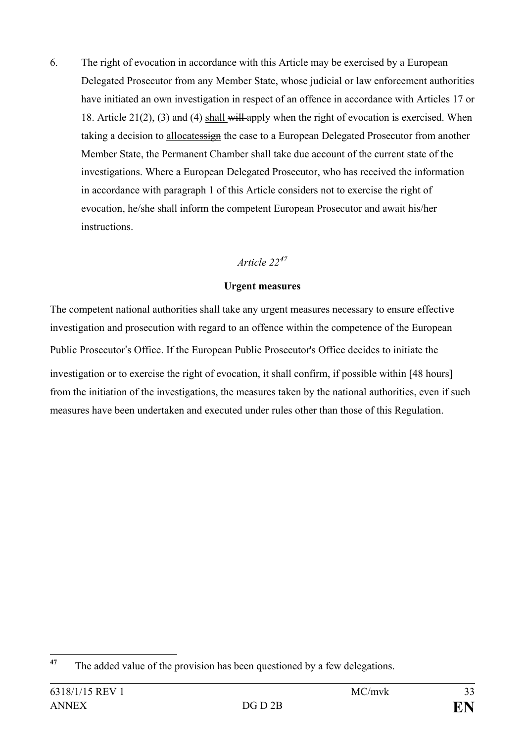6. The right of evocation in accordance with this Article may be exercised by a European Delegated Prosecutor from any Member State, whose judicial or law enforcement authorities have initiated an own investigation in respect of an offence in accordance with Articles 17 or 18. Article 21(2), (3) and (4) shall ~~will~~ apply when the right of evocation is exercised. When taking a decision to allocate~~ssign~~ the case to a European Delegated Prosecutor from another Member State, the Permanent Chamber shall take due account of the current state of the investigations. Where a European Delegated Prosecutor, who has received the information in accordance with paragraph 1 of this Article considers not to exercise the right of evocation, he/she shall inform the competent European Prosecutor and await his/her instructions.

*Article 22*[47]

**Urgent measures**

The competent national authorities shall take any urgent measures necessary to ensure effective investigation and prosecution with regard to an offence within the competence of the European Public Prosecutor's Office. If the European Public Prosecutor's Office decides to initiate the investigation or to exercise the right of evocation, it shall confirm, if possible within [48 hours] from the initiation of the investigations, the measures taken by the national authorities, even if such measures have been undertaken and executed under rules other than those of this Regulation.

---

[47] The added value of the provision has been questioned by a few delegations.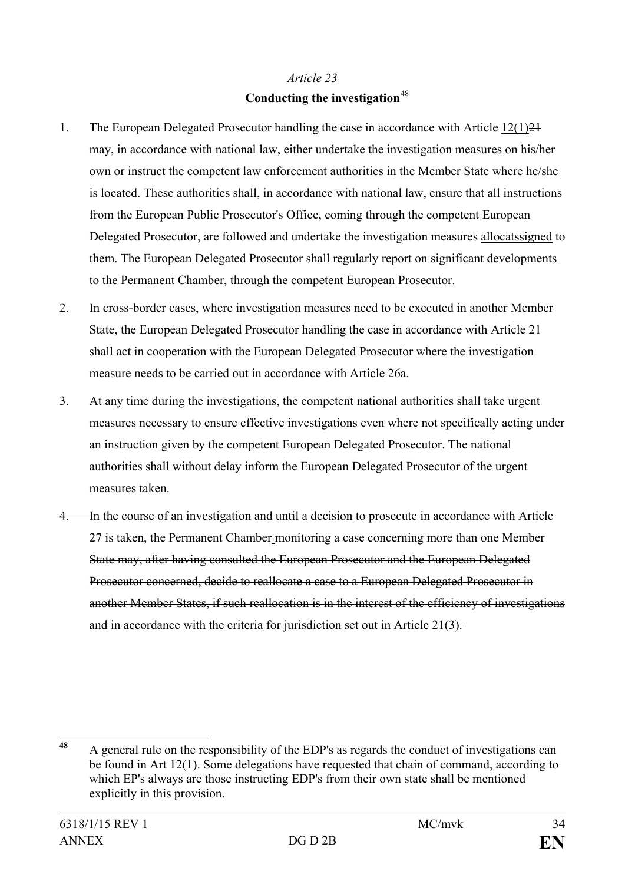*Article 23*

**Conducting the investigation**[48]

1. The European Delegated Prosecutor handling the case in accordance with Article <u>12(1)</u>~~21~~ may, in accordance with national law, either undertake the investigation measures on his/her own or instruct the competent law enforcement authorities in the Member State where he/she is located. These authorities shall, in accordance with national law, ensure that all instructions from the European Public Prosecutor's Office, coming through the competent European Delegated Prosecutor, are followed and undertake the investigation measures <u>allocat</u>~~ssigned~~ to them. The European Delegated Prosecutor shall regularly report on significant developments to the Permanent Chamber, through the competent European Prosecutor.

2. In cross-border cases, where investigation measures need to be executed in another Member State, the European Delegated Prosecutor handling the case in accordance with Article 21 shall act in cooperation with the European Delegated Prosecutor where the investigation measure needs to be carried out in accordance with Article 26a.

3. At any time during the investigations, the competent national authorities shall take urgent measures necessary to ensure effective investigations even where not specifically acting under an instruction given by the competent European Delegated Prosecutor. The national authorities shall without delay inform the European Delegated Prosecutor of the urgent measures taken.

~~4. In the course of an investigation and until a decision to prosecute in accordance with Article 27 is taken, the Permanent Chamber monitoring a case concerning more than one Member State may, after having consulted the European Prosecutor and the European Delegated Prosecutor concerned, decide to reallocate a case to a European Delegated Prosecutor in another Member States, if such reallocation is in the interest of the efficiency of investigations and in accordance with the criteria for jurisdiction set out in Article 21(3).~~

---

[48] A general rule on the responsibility of the EDP's as regards the conduct of investigations can be found in Art 12(1). Some delegations have requested that chain of command, according to which EP's always are those instructing EDP's from their own state shall be mentioned explicitly in this provision.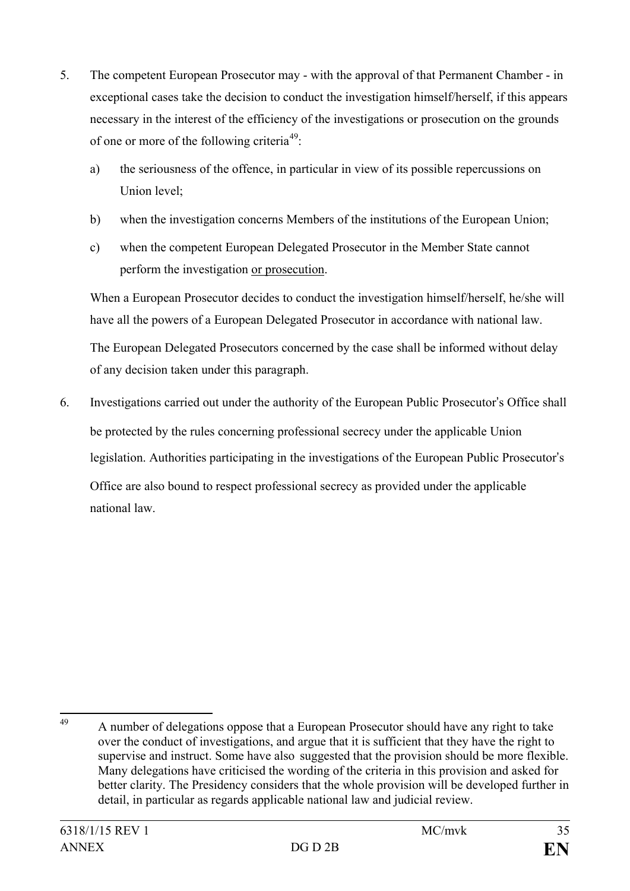5. The competent European Prosecutor may - with the approval of that Permanent Chamber - in exceptional cases take the decision to conduct the investigation himself/herself, if this appears necessary in the interest of the efficiency of the investigations or prosecution on the grounds of one or more of the following criteria[49]:

   a) the seriousness of the offence, in particular in view of its possible repercussions on Union level;

   b) when the investigation concerns Members of the institutions of the European Union;

   c) when the competent European Delegated Prosecutor in the Member State cannot perform the investigation <u>or prosecution</u>.

   When a European Prosecutor decides to conduct the investigation himself/herself, he/she will have all the powers of a European Delegated Prosecutor in accordance with national law.

   The European Delegated Prosecutors concerned by the case shall be informed without delay of any decision taken under this paragraph.

6. Investigations carried out under the authority of the European Public Prosecutor's Office shall be protected by the rules concerning professional secrecy under the applicable Union legislation. Authorities participating in the investigations of the European Public Prosecutor's Office are also bound to respect professional secrecy as provided under the applicable national law.

---

[49] A number of delegations oppose that a European Prosecutor should have any right to take over the conduct of investigations, and argue that it is sufficient that they have the right to supervise and instruct. Some have also suggested that the provision should be more flexible. Many delegations have criticised the wording of the criteria in this provision and asked for better clarity. The Presidency considers that the whole provision will be developed further in detail, in particular as regards applicable national law and judicial review.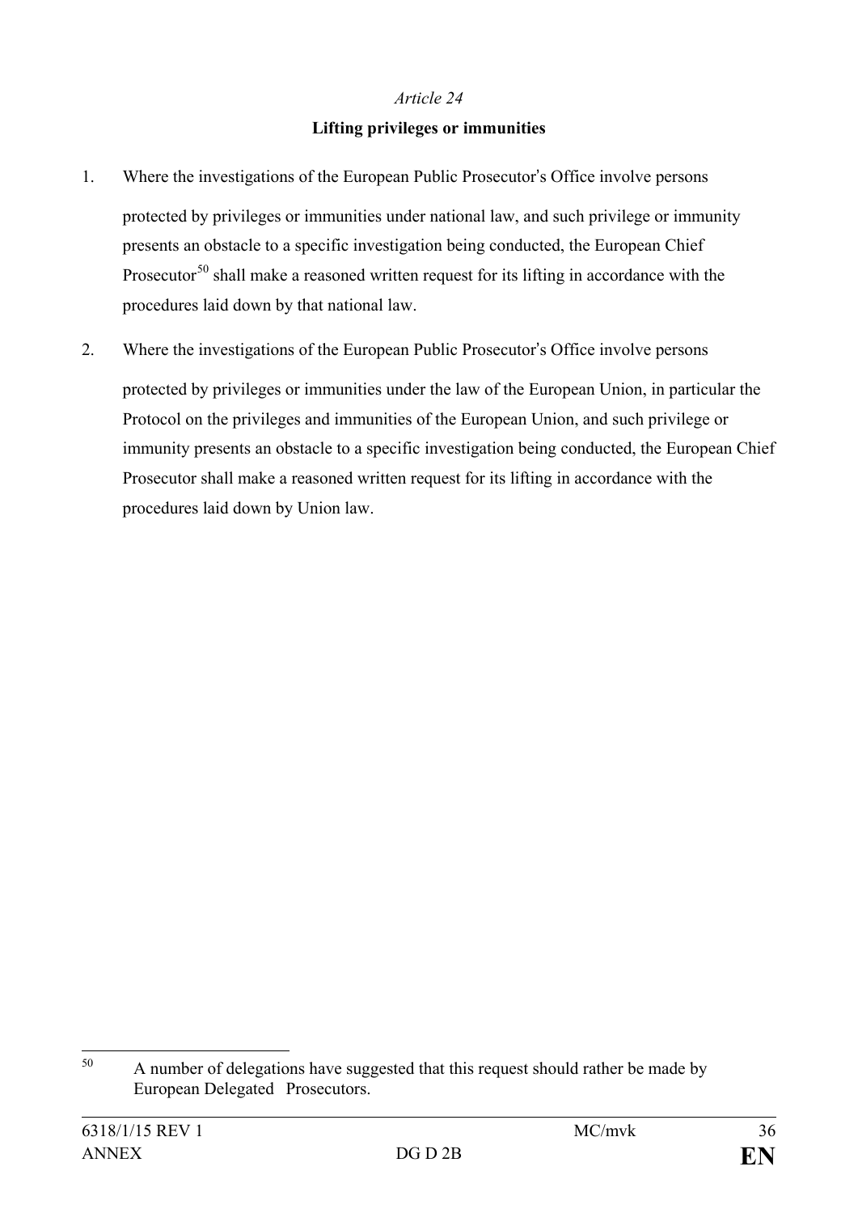*Article 24*

**Lifting privileges or immunities**

1. Where the investigations of the European Public Prosecutor's Office involve persons protected by privileges or immunities under national law, and such privilege or immunity presents an obstacle to a specific investigation being conducted, the European Chief Prosecutor[50] shall make a reasoned written request for its lifting in accordance with the procedures laid down by that national law.

2. Where the investigations of the European Public Prosecutor's Office involve persons protected by privileges or immunities under the law of the European Union, in particular the Protocol on the privileges and immunities of the European Union, and such privilege or immunity presents an obstacle to a specific investigation being conducted, the European Chief Prosecutor shall make a reasoned written request for its lifting in accordance with the procedures laid down by Union law.

---

[50] A number of delegations have suggested that this request should rather be made by European Delegated Prosecutors.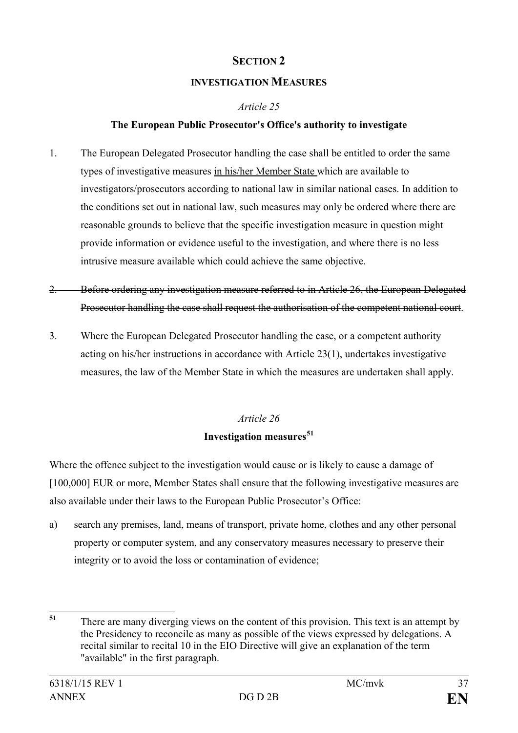## SECTION 2

### INVESTIGATION MEASURES

*Article 25*

**The European Public Prosecutor's Office's authority to investigate**

1. The European Delegated Prosecutor handling the case shall be entitled to order the same types of investigative measures <u>in his/her Member State</u> which are available to investigators/prosecutors according to national law in similar national cases. In addition to the conditions set out in national law, such measures may only be ordered where there are reasonable grounds to believe that the specific investigation measure in question might provide information or evidence useful to the investigation, and where there is no less intrusive measure available which could achieve the same objective.

2. ~~Before ordering any investigation measure referred to in Article 26, the European Delegated Prosecutor handling the case shall request the authorisation of the competent national court~~.

3. Where the European Delegated Prosecutor handling the case, or a competent authority acting on his/her instructions in accordance with Article 23(1), undertakes investigative measures, the law of the Member State in which the measures are undertaken shall apply.

*Article 26*

**Investigation measures[51]**

Where the offence subject to the investigation would cause or is likely to cause a damage of [100,000] EUR or more, Member States shall ensure that the following investigative measures are also available under their laws to the European Public Prosecutor's Office:

a) search any premises, land, means of transport, private home, clothes and any other personal property or computer system, and any conservatory measures necessary to preserve their integrity or to avoid the loss or contamination of evidence;

---

[51] There are many diverging views on the content of this provision. This text is an attempt by the Presidency to reconcile as many as possible of the views expressed by delegations. A recital similar to recital 10 in the EIO Directive will give an explanation of the term "available" in the first paragraph.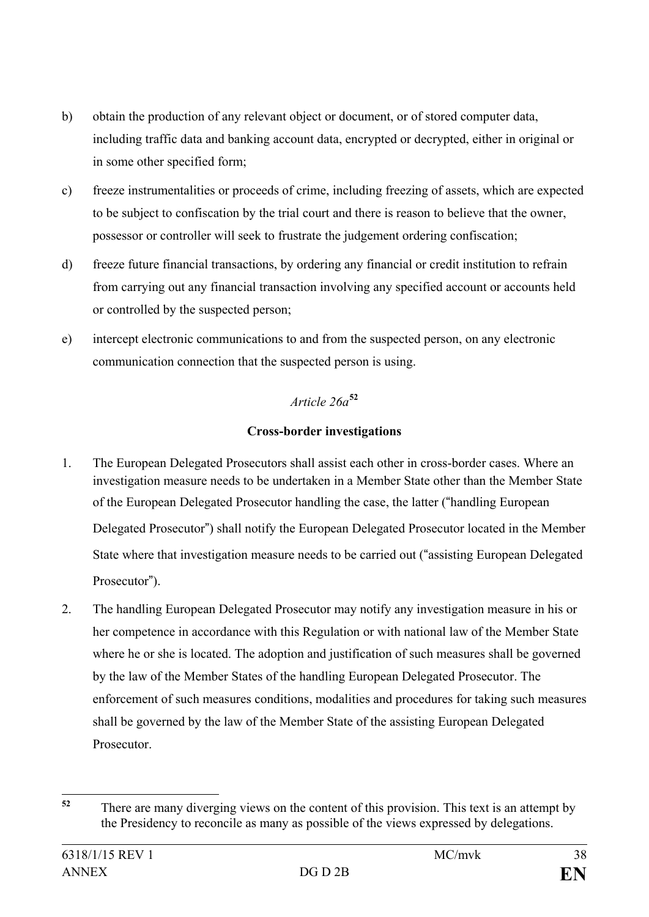b) obtain the production of any relevant object or document, or of stored computer data, including traffic data and banking account data, encrypted or decrypted, either in original or in some other specified form;

c) freeze instrumentalities or proceeds of crime, including freezing of assets, which are expected to be subject to confiscation by the trial court and there is reason to believe that the owner, possessor or controller will seek to frustrate the judgement ordering confiscation;

d) freeze future financial transactions, by ordering any financial or credit institution to refrain from carrying out any financial transaction involving any specified account or accounts held or controlled by the suspected person;

e) intercept electronic communications to and from the suspected person, on any electronic communication connection that the suspected person is using.

*Article 26a*[52]

**Cross-border investigations**

1. The European Delegated Prosecutors shall assist each other in cross-border cases. Where an investigation measure needs to be undertaken in a Member State other than the Member State of the European Delegated Prosecutor handling the case, the latter ("handling European Delegated Prosecutor") shall notify the European Delegated Prosecutor located in the Member State where that investigation measure needs to be carried out ("assisting European Delegated Prosecutor").

2. The handling European Delegated Prosecutor may notify any investigation measure in his or her competence in accordance with this Regulation or with national law of the Member State where he or she is located. The adoption and justification of such measures shall be governed by the law of the Member States of the handling European Delegated Prosecutor. The enforcement of such measures conditions, modalities and procedures for taking such measures shall be governed by the law of the Member State of the assisting European Delegated Prosecutor.

---

[52] There are many diverging views on the content of this provision. This text is an attempt by the Presidency to reconcile as many as possible of the views expressed by delegations.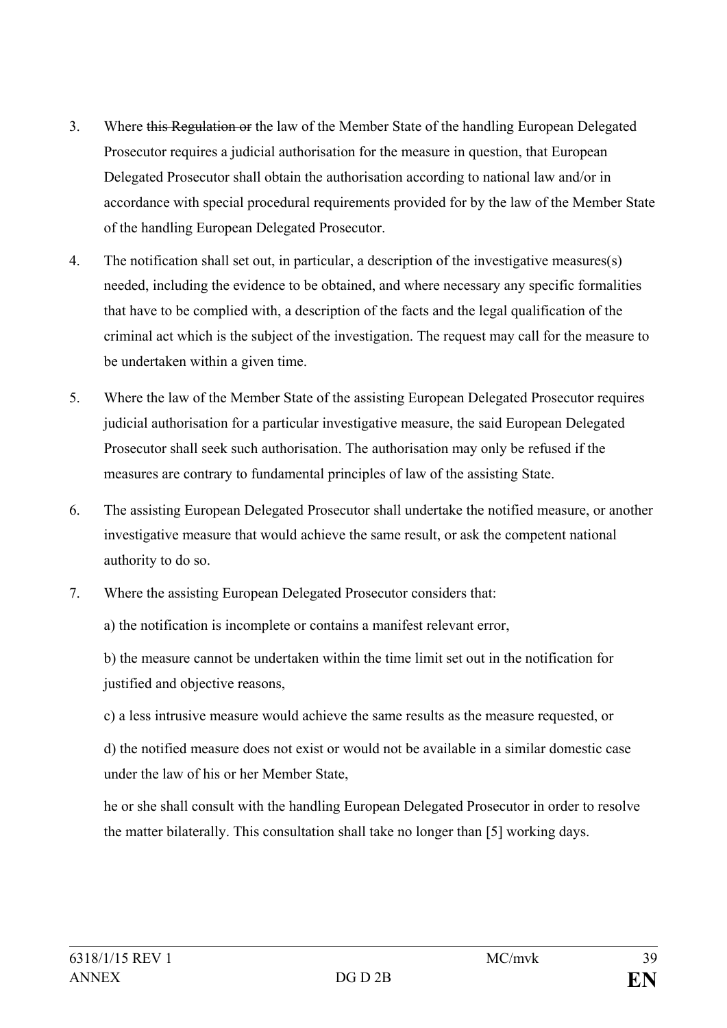3. Where ~~this Regulation or~~ the law of the Member State of the handling European Delegated Prosecutor requires a judicial authorisation for the measure in question, that European Delegated Prosecutor shall obtain the authorisation according to national law and/or in accordance with special procedural requirements provided for by the law of the Member State of the handling European Delegated Prosecutor.

4. The notification shall set out, in particular, a description of the investigative measures(s) needed, including the evidence to be obtained, and where necessary any specific formalities that have to be complied with, a description of the facts and the legal qualification of the criminal act which is the subject of the investigation. The request may call for the measure to be undertaken within a given time.

5. Where the law of the Member State of the assisting European Delegated Prosecutor requires judicial authorisation for a particular investigative measure, the said European Delegated Prosecutor shall seek such authorisation. The authorisation may only be refused if the measures are contrary to fundamental principles of law of the assisting State.

6. The assisting European Delegated Prosecutor shall undertake the notified measure, or another investigative measure that would achieve the same result, or ask the competent national authority to do so.

7. Where the assisting European Delegated Prosecutor considers that:

   a) the notification is incomplete or contains a manifest relevant error,

   b) the measure cannot be undertaken within the time limit set out in the notification for justified and objective reasons,

   c) a less intrusive measure would achieve the same results as the measure requested, or

   d) the notified measure does not exist or would not be available in a similar domestic case under the law of his or her Member State,

   he or she shall consult with the handling European Delegated Prosecutor in order to resolve the matter bilaterally. This consultation shall take no longer than [5] working days.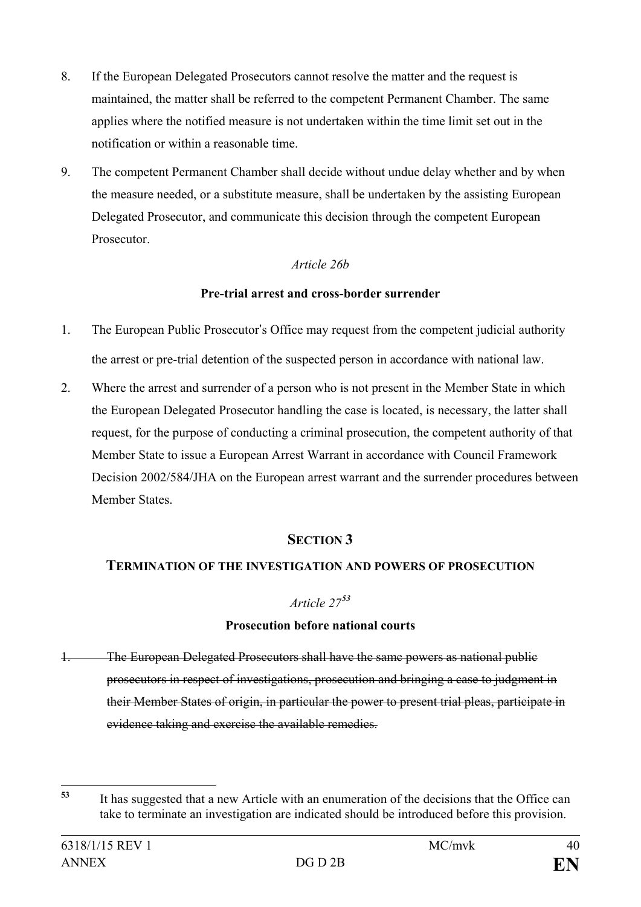8. If the European Delegated Prosecutors cannot resolve the matter and the request is maintained, the matter shall be referred to the competent Permanent Chamber. The same applies where the notified measure is not undertaken within the time limit set out in the notification or within a reasonable time.

9. The competent Permanent Chamber shall decide without undue delay whether and by when the measure needed, or a substitute measure, shall be undertaken by the assisting European Delegated Prosecutor, and communicate this decision through the competent European Prosecutor.

*Article 26b*

**Pre-trial arrest and cross-border surrender**

1. The European Public Prosecutor's Office may request from the competent judicial authority the arrest or pre-trial detention of the suspected person in accordance with national law.

2. Where the arrest and surrender of a person who is not present in the Member State in which the European Delegated Prosecutor handling the case is located, is necessary, the latter shall request, for the purpose of conducting a criminal prosecution, the competent authority of that Member State to issue a European Arrest Warrant in accordance with Council Framework Decision 2002/584/JHA on the European arrest warrant and the surrender procedures between Member States.

## SECTION 3

## TERMINATION OF THE INVESTIGATION AND POWERS OF PROSECUTION

*Article 27*[53]

**Prosecution before national courts**

~~1. The European Delegated Prosecutors shall have the same powers as national public prosecutors in respect of investigations, prosecution and bringing a case to judgment in their Member States of origin, in particular the power to present trial pleas, participate in evidence taking and exercise the available remedies.~~

---

[53] It has suggested that a new Article with an enumeration of the decisions that the Office can take to terminate an investigation are indicated should be introduced before this provision.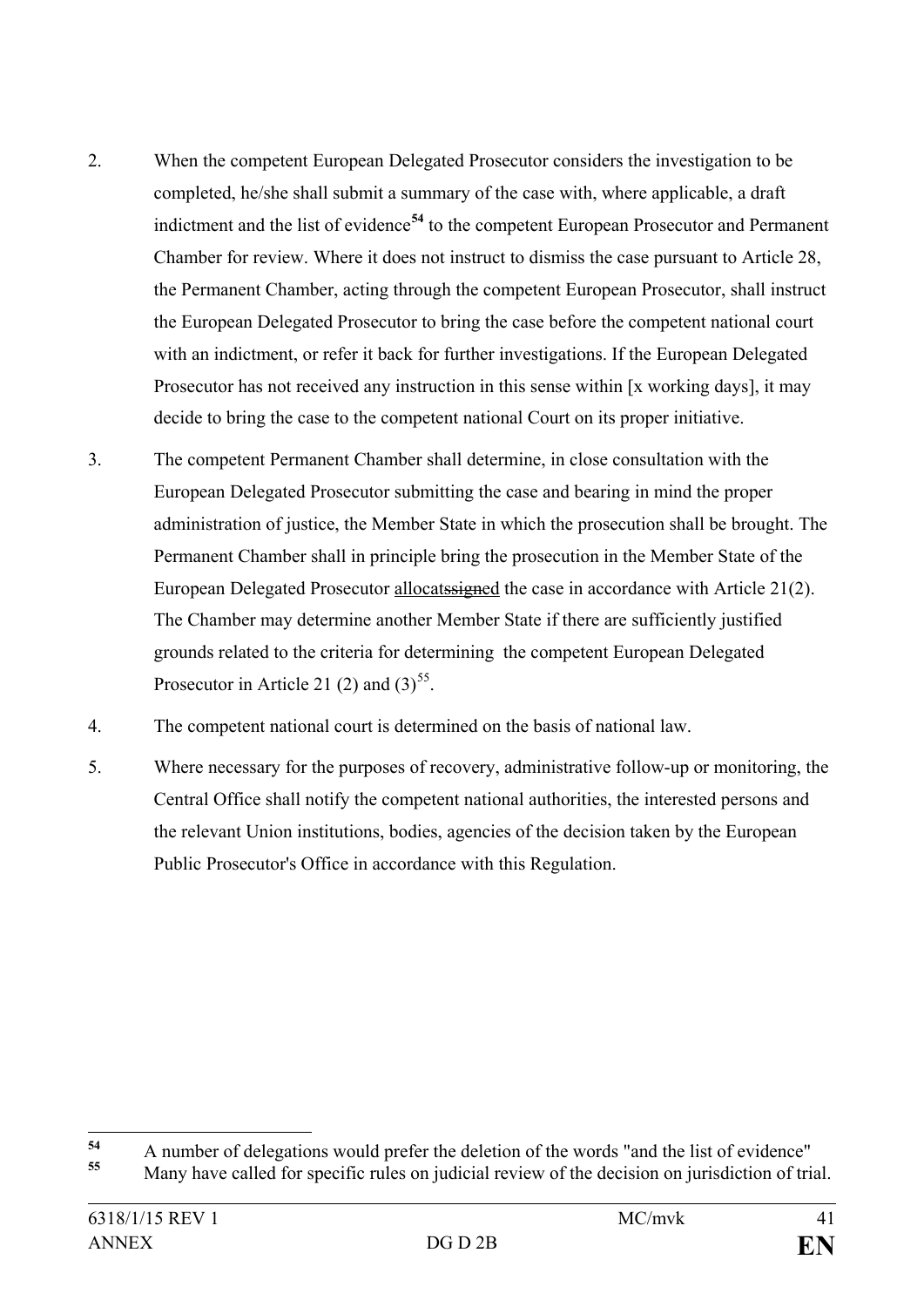2. When the competent European Delegated Prosecutor considers the investigation to be completed, he/she shall submit a summary of the case with, where applicable, a draft indictment and the list of evidence[54] to the competent European Prosecutor and Permanent Chamber for review. Where it does not instruct to dismiss the case pursuant to Article 28, the Permanent Chamber, acting through the competent European Prosecutor, shall instruct the European Delegated Prosecutor to bring the case before the competent national court with an indictment, or refer it back for further investigations. If the European Delegated Prosecutor has not received any instruction in this sense within [x working days], it may decide to bring the case to the competent national Court on its proper initiative.

3. The competent Permanent Chamber shall determine, in close consultation with the European Delegated Prosecutor submitting the case and bearing in mind the proper administration of justice, the Member State in which the prosecution shall be brought. The Permanent Chamber shall in principle bring the prosecution in the Member State of the European Delegated Prosecutor <u>allocat</u>~~ssigned~~ the case in accordance with Article 21(2). The Chamber may determine another Member State if there are sufficiently justified grounds related to the criteria for determining the competent European Delegated Prosecutor in Article 21 (2) and (3)[55].

4. The competent national court is determined on the basis of national law.

5. Where necessary for the purposes of recovery, administrative follow-up or monitoring, the Central Office shall notify the competent national authorities, the interested persons and the relevant Union institutions, bodies, agencies of the decision taken by the European Public Prosecutor's Office in accordance with this Regulation.

---

[54] A number of delegations would prefer the deletion of the words "and the list of evidence"

[55] Many have called for specific rules on judicial review of the decision on jurisdiction of trial.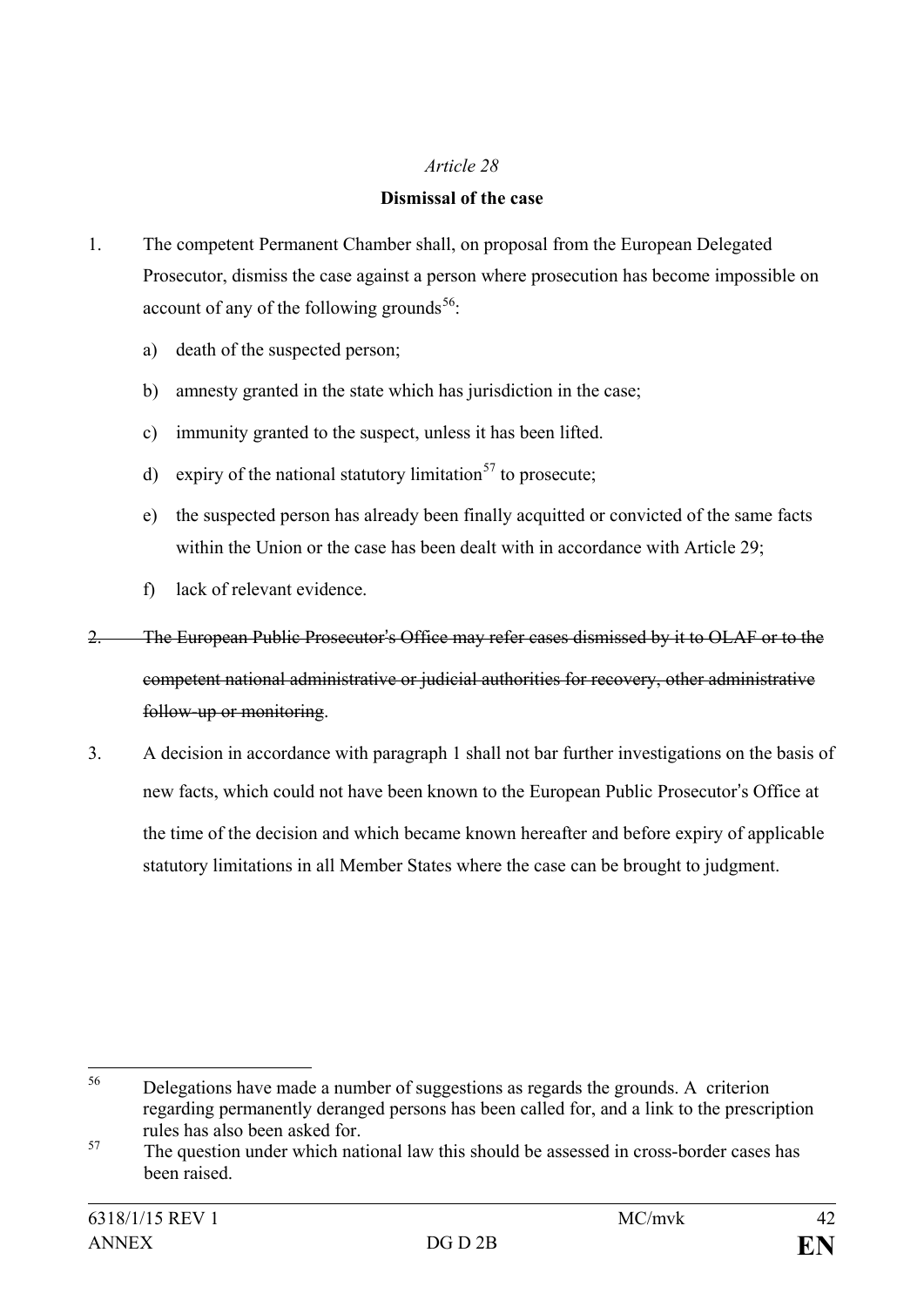*Article 28*

**Dismissal of the case**

1. The competent Permanent Chamber shall, on proposal from the European Delegated Prosecutor, dismiss the case against a person where prosecution has become impossible on account of any of the following grounds[56]:

   a) death of the suspected person;

   b) amnesty granted in the state which has jurisdiction in the case;

   c) immunity granted to the suspect, unless it has been lifted.

   d) expiry of the national statutory limitation[57] to prosecute;

   e) the suspected person has already been finally acquitted or convicted of the same facts within the Union or the case has been dealt with in accordance with Article 29;

   f) lack of relevant evidence.

2. ~~The European Public Prosecutor's Office may refer cases dismissed by it to OLAF or to the competent national administrative or judicial authorities for recovery, other administrative follow-up or monitoring~~.

3. A decision in accordance with paragraph 1 shall not bar further investigations on the basis of new facts, which could not have been known to the European Public Prosecutor's Office at the time of the decision and which became known hereafter and before expiry of applicable statutory limitations in all Member States where the case can be brought to judgment.

---

[56] Delegations have made a number of suggestions as regards the grounds. A criterion regarding permanently deranged persons has been called for, and a link to the prescription rules has also been asked for.

[57] The question under which national law this should be assessed in cross-border cases has been raised.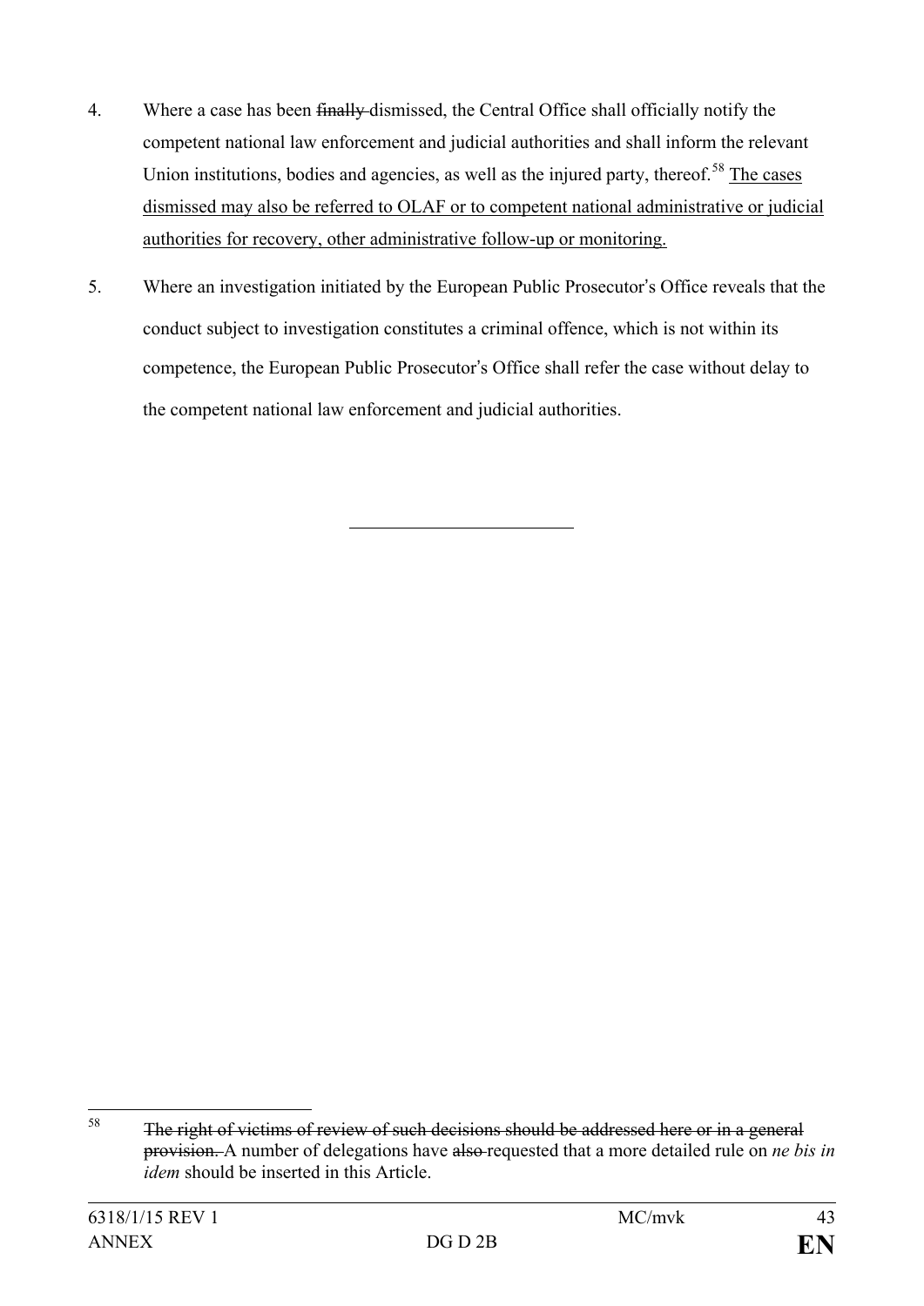4. Where a case has been ~~finally~~ dismissed, the Central Office shall officially notify the competent national law enforcement and judicial authorities and shall inform the relevant Union institutions, bodies and agencies, as well as the injured party, thereof.[58] <u>The cases dismissed may also be referred to OLAF or to competent national administrative or judicial authorities for recovery, other administrative follow-up or monitoring.</u>

5. Where an investigation initiated by the European Public Prosecutor's Office reveals that the conduct subject to investigation constitutes a criminal offence, which is not within its competence, the European Public Prosecutor's Office shall refer the case without delay to the competent national law enforcement and judicial authorities.

---

[58] ~~The right of victims of review of such decisions should be addressed here or in a general provision.~~ A number of delegations have ~~also~~ requested that a more detailed rule on *ne bis in idem* should be inserted in this Article.